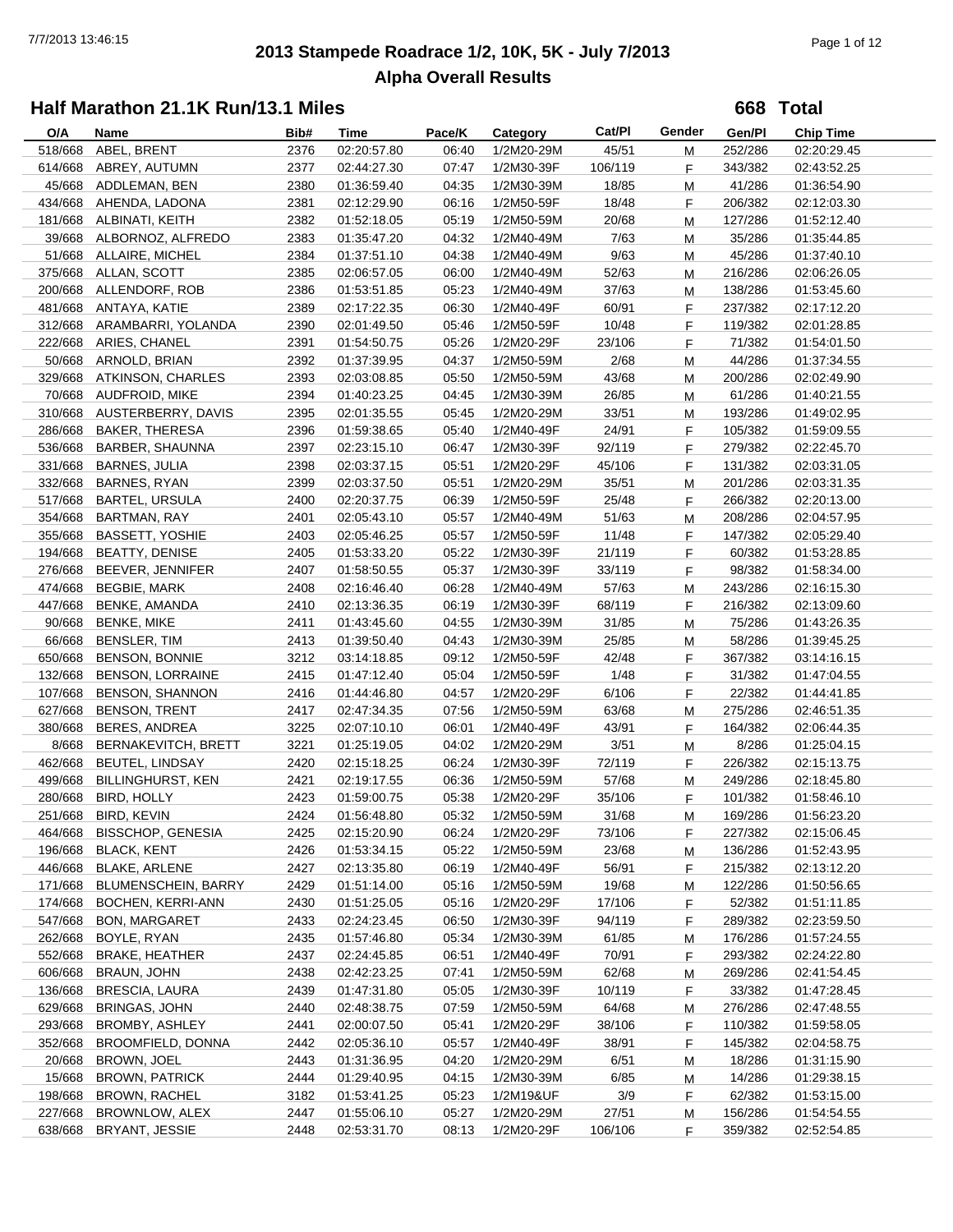# 2013 Stampede Roadrace 1/2, 10K, 5K - July 7/2013

## Alpha Overall Results

### Half Marathon 21.1K Run/13.1 Miles

**668 Total**

| O/A | Name | Bib# | Time | Pace/K | Category | Cat/Pl | Gender | Gen/Pl | Chip Time |
|---|---|---|---|---|---|---|---|---|---|
| 518/668 | ABEL, BRENT | 2376 | 02:20:57.80 | 06:40 | 1/2M20-29M | 45/51 | M | 252/286 | 02:20:29.45 |
| 614/668 | ABREY, AUTUMN | 2377 | 02:44:27.30 | 07:47 | 1/2M30-39F | 106/119 | F | 343/382 | 02:43:52.25 |
| 45/668 | ADDLEMAN, BEN | 2380 | 01:36:59.40 | 04:35 | 1/2M30-39M | 18/85 | M | 41/286 | 01:36:54.90 |
| 434/668 | AHENDA, LADONA | 2381 | 02:12:29.90 | 06:16 | 1/2M50-59F | 18/48 | F | 206/382 | 02:12:03.30 |
| 181/668 | ALBINATI, KEITH | 2382 | 01:52:18.05 | 05:19 | 1/2M50-59M | 20/68 | M | 127/286 | 01:52:12.40 |
| 39/668 | ALBORNOZ, ALFREDO | 2383 | 01:35:47.20 | 04:32 | 1/2M40-49M | 7/63 | M | 35/286 | 01:35:44.85 |
| 51/668 | ALLAIRE, MICHEL | 2384 | 01:37:51.10 | 04:38 | 1/2M40-49M | 9/63 | M | 45/286 | 01:37:40.10 |
| 375/668 | ALLAN, SCOTT | 2385 | 02:06:57.05 | 06:00 | 1/2M40-49M | 52/63 | M | 216/286 | 02:06:26.05 |
| 200/668 | ALLENDORF, ROB | 2386 | 01:53:51.85 | 05:23 | 1/2M40-49M | 37/63 | M | 138/286 | 01:53:45.60 |
| 481/668 | ANTAYA, KATIE | 2389 | 02:17:22.35 | 06:30 | 1/2M40-49F | 60/91 | F | 237/382 | 02:17:12.20 |
| 312/668 | ARAMBARRI, YOLANDA | 2390 | 02:01:49.50 | 05:46 | 1/2M50-59F | 10/48 | F | 119/382 | 02:01:28.85 |
| 222/668 | ARIES, CHANEL | 2391 | 01:54:50.75 | 05:26 | 1/2M20-29F | 23/106 | F | 71/382 | 01:54:01.50 |
| 50/668 | ARNOLD, BRIAN | 2392 | 01:37:39.95 | 04:37 | 1/2M50-59M | 2/68 | M | 44/286 | 01:37:34.55 |
| 329/668 | ATKINSON, CHARLES | 2393 | 02:03:08.85 | 05:50 | 1/2M50-59M | 43/68 | M | 200/286 | 02:02:49.90 |
| 70/668 | AUDFROID, MIKE | 2394 | 01:40:23.25 | 04:45 | 1/2M30-39M | 26/85 | M | 61/286 | 01:40:21.55 |
| 310/668 | AUSTERBERRY, DAVIS | 2395 | 02:01:35.55 | 05:45 | 1/2M20-29M | 33/51 | M | 193/286 | 01:49:02.95 |
| 286/668 | BAKER, THERESA | 2396 | 01:59:38.65 | 05:40 | 1/2M40-49F | 24/91 | F | 105/382 | 01:59:09.55 |
| 536/668 | BARBER, SHAUNNA | 2397 | 02:23:15.10 | 06:47 | 1/2M30-39F | 92/119 | F | 279/382 | 02:22:45.70 |
| 331/668 | BARNES, JULIA | 2398 | 02:03:37.15 | 05:51 | 1/2M20-29F | 45/106 | F | 131/382 | 02:03:31.05 |
| 332/668 | BARNES, RYAN | 2399 | 02:03:37.50 | 05:51 | 1/2M20-29M | 35/51 | M | 201/286 | 02:03:31.35 |
| 517/668 | BARTEL, URSULA | 2400 | 02:20:37.75 | 06:39 | 1/2M50-59F | 25/48 | F | 266/382 | 02:20:13.00 |
| 354/668 | BARTMAN, RAY | 2401 | 02:05:43.10 | 05:57 | 1/2M40-49M | 51/63 | M | 208/286 | 02:04:57.95 |
| 355/668 | BASSETT, YOSHIE | 2403 | 02:05:46.25 | 05:57 | 1/2M50-59F | 11/48 | F | 147/382 | 02:05:29.40 |
| 194/668 | BEATTY, DENISE | 2405 | 01:53:33.20 | 05:22 | 1/2M30-39F | 21/119 | F | 60/382 | 01:53:28.85 |
| 276/668 | BEEVER, JENNIFER | 2407 | 01:58:50.55 | 05:37 | 1/2M30-39F | 33/119 | F | 98/382 | 01:58:34.00 |
| 474/668 | BEGBIE, MARK | 2408 | 02:16:46.40 | 06:28 | 1/2M40-49M | 57/63 | M | 243/286 | 02:16:15.30 |
| 447/668 | BENKE, AMANDA | 2410 | 02:13:36.35 | 06:19 | 1/2M30-39F | 68/119 | F | 216/382 | 02:13:09.60 |
| 90/668 | BENKE, MIKE | 2411 | 01:43:45.60 | 04:55 | 1/2M30-39M | 31/85 | M | 75/286 | 01:43:26.35 |
| 66/668 | BENSLER, TIM | 2413 | 01:39:50.40 | 04:43 | 1/2M30-39M | 25/85 | M | 58/286 | 01:39:45.25 |
| 650/668 | BENSON, BONNIE | 3212 | 03:14:18.85 | 09:12 | 1/2M50-59F | 42/48 | F | 367/382 | 03:14:16.15 |
| 132/668 | BENSON, LORRAINE | 2415 | 01:47:12.40 | 05:04 | 1/2M50-59F | 1/48 | F | 31/382 | 01:47:04.55 |
| 107/668 | BENSON, SHANNON | 2416 | 01:44:46.80 | 04:57 | 1/2M20-29F | 6/106 | F | 22/382 | 01:44:41.85 |
| 627/668 | BENSON, TRENT | 2417 | 02:47:34.35 | 07:56 | 1/2M50-59M | 63/68 | M | 275/286 | 02:46:51.35 |
| 380/668 | BERES, ANDREA | 3225 | 02:07:10.10 | 06:01 | 1/2M40-49F | 43/91 | F | 164/382 | 02:06:44.35 |
| 8/668 | BERNAKEVITCH, BRETT | 3221 | 01:25:19.05 | 04:02 | 1/2M20-29M | 3/51 | M | 8/286 | 01:25:04.15 |
| 462/668 | BEUTEL, LINDSAY | 2420 | 02:15:18.25 | 06:24 | 1/2M30-39F | 72/119 | F | 226/382 | 02:15:13.75 |
| 499/668 | BILLINGHURST, KEN | 2421 | 02:19:17.55 | 06:36 | 1/2M50-59M | 57/68 | M | 249/286 | 02:18:45.80 |
| 280/668 | BIRD, HOLLY | 2423 | 01:59:00.75 | 05:38 | 1/2M20-29F | 35/106 | F | 101/382 | 01:58:46.10 |
| 251/668 | BIRD, KEVIN | 2424 | 01:56:48.80 | 05:32 | 1/2M50-59M | 31/68 | M | 169/286 | 01:56:23.20 |
| 464/668 | BISSCHOP, GENESIA | 2425 | 02:15:20.90 | 06:24 | 1/2M20-29F | 73/106 | F | 227/382 | 02:15:06.45 |
| 196/668 | BLACK, KENT | 2426 | 01:53:34.15 | 05:22 | 1/2M50-59M | 23/68 | M | 136/286 | 01:52:43.95 |
| 446/668 | BLAKE, ARLENE | 2427 | 02:13:35.80 | 06:19 | 1/2M40-49F | 56/91 | F | 215/382 | 02:13:12.20 |
| 171/668 | BLUMENSCHEIN, BARRY | 2429 | 01:51:14.00 | 05:16 | 1/2M50-59M | 19/68 | M | 122/286 | 01:50:56.65 |
| 174/668 | BOCHEN, KERRI-ANN | 2430 | 01:51:25.05 | 05:16 | 1/2M20-29F | 17/106 | F | 52/382 | 01:51:11.85 |
| 547/668 | BON, MARGARET | 2433 | 02:24:23.45 | 06:50 | 1/2M30-39F | 94/119 | F | 289/382 | 02:23:59.50 |
| 262/668 | BOYLE, RYAN | 2435 | 01:57:46.80 | 05:34 | 1/2M30-39M | 61/85 | M | 176/286 | 01:57:24.55 |
| 552/668 | BRAKE, HEATHER | 2437 | 02:24:45.85 | 06:51 | 1/2M40-49F | 70/91 | F | 293/382 | 02:24:22.80 |
| 606/668 | BRAUN, JOHN | 2438 | 02:42:23.25 | 07:41 | 1/2M50-59M | 62/68 | M | 269/286 | 02:41:54.45 |
| 136/668 | BRESCIA, LAURA | 2439 | 01:47:31.80 | 05:05 | 1/2M30-39F | 10/119 | F | 33/382 | 01:47:28.45 |
| 629/668 | BRINGAS, JOHN | 2440 | 02:48:38.75 | 07:59 | 1/2M50-59M | 64/68 | M | 276/286 | 02:47:48.55 |
| 293/668 | BROMBY, ASHLEY | 2441 | 02:00:07.50 | 05:41 | 1/2M20-29F | 38/106 | F | 110/382 | 01:59:58.05 |
| 352/668 | BROOMFIELD, DONNA | 2442 | 02:05:36.10 | 05:57 | 1/2M40-49F | 38/91 | F | 145/382 | 02:04:58.75 |
| 20/668 | BROWN, JOEL | 2443 | 01:31:36.95 | 04:20 | 1/2M20-29M | 6/51 | M | 18/286 | 01:31:15.90 |
| 15/668 | BROWN, PATRICK | 2444 | 01:29:40.95 | 04:15 | 1/2M30-39M | 6/85 | M | 14/286 | 01:29:38.15 |
| 198/668 | BROWN, RACHEL | 3182 | 01:53:41.25 | 05:23 | 1/2M19&UF | 3/9 | F | 62/382 | 01:53:15.00 |
| 227/668 | BROWNLOW, ALEX | 2447 | 01:55:06.10 | 05:27 | 1/2M20-29M | 27/51 | M | 156/286 | 01:54:54.55 |
| 638/668 | BRYANT, JESSIE | 2448 | 02:53:31.70 | 08:13 | 1/2M20-29F | 106/106 | F | 359/382 | 02:52:54.85 |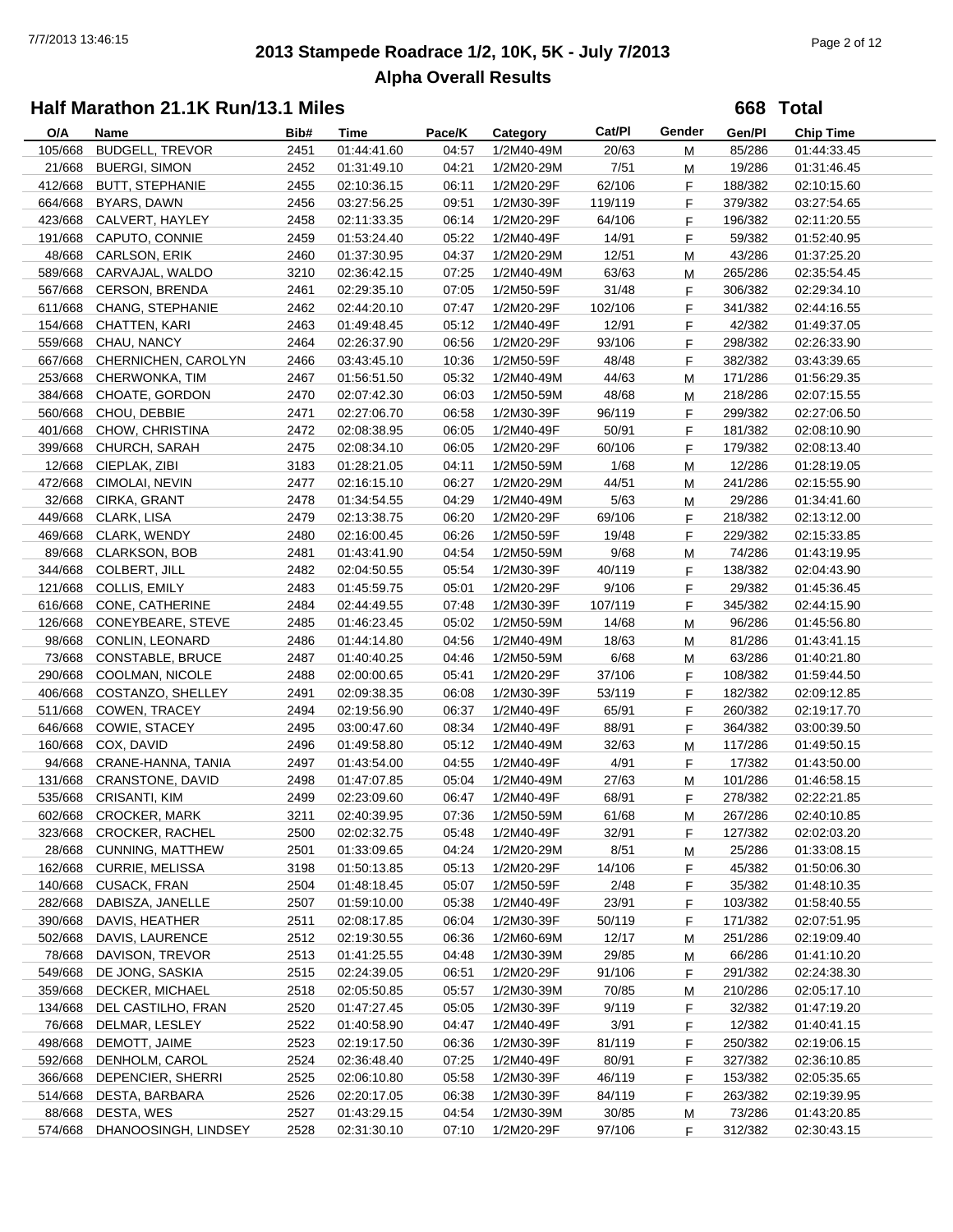# 2013 Stampede Roadrace 1/2, 10K, 5K - July 7/2013

## Alpha Overall Results

### Half Marathon 21.1K Run/13.1 Miles

**668 Total**

| O/A | Name | Bib# | Time | Pace/K | Category | Cat/Pl | Gender | Gen/Pl | Chip Time |
|---|---|---|---|---|---|---|---|---|---|
| 105/668 | BUDGELL, TREVOR | 2451 | 01:44:41.60 | 04:57 | 1/2M40-49M | 20/63 | M | 85/286 | 01:44:33.45 |
| 21/668 | BUERGI, SIMON | 2452 | 01:31:49.10 | 04:21 | 1/2M20-29M | 7/51 | M | 19/286 | 01:31:46.45 |
| 412/668 | BUTT, STEPHANIE | 2455 | 02:10:36.15 | 06:11 | 1/2M20-29F | 62/106 | F | 188/382 | 02:10:15.60 |
| 664/668 | BYARS, DAWN | 2456 | 03:27:56.25 | 09:51 | 1/2M30-39F | 119/119 | F | 379/382 | 03:27:54.65 |
| 423/668 | CALVERT, HAYLEY | 2458 | 02:11:33.35 | 06:14 | 1/2M20-29F | 64/106 | F | 196/382 | 02:11:20.55 |
| 191/668 | CAPUTO, CONNIE | 2459 | 01:53:24.40 | 05:22 | 1/2M40-49F | 14/91 | F | 59/382 | 01:52:40.95 |
| 48/668 | CARLSON, ERIK | 2460 | 01:37:30.95 | 04:37 | 1/2M20-29M | 12/51 | M | 43/286 | 01:37:25.20 |
| 589/668 | CARVAJAL, WALDO | 3210 | 02:36:42.15 | 07:25 | 1/2M40-49M | 63/63 | M | 265/286 | 02:35:54.45 |
| 567/668 | CERSON, BRENDA | 2461 | 02:29:35.10 | 07:05 | 1/2M50-59F | 31/48 | F | 306/382 | 02:29:34.10 |
| 611/668 | CHANG, STEPHANIE | 2462 | 02:44:20.10 | 07:47 | 1/2M20-29F | 102/106 | F | 341/382 | 02:44:16.55 |
| 154/668 | CHATTEN, KARI | 2463 | 01:49:48.45 | 05:12 | 1/2M40-49F | 12/91 | F | 42/382 | 01:49:37.05 |
| 559/668 | CHAU, NANCY | 2464 | 02:26:37.90 | 06:56 | 1/2M20-29F | 93/106 | F | 298/382 | 02:26:33.90 |
| 667/668 | CHERNICHEN, CAROLYN | 2466 | 03:43:45.10 | 10:36 | 1/2M50-59F | 48/48 | F | 382/382 | 03:43:39.65 |
| 253/668 | CHERWONKA, TIM | 2467 | 01:56:51.50 | 05:32 | 1/2M40-49M | 44/63 | M | 171/286 | 01:56:29.35 |
| 384/668 | CHOATE, GORDON | 2470 | 02:07:42.30 | 06:03 | 1/2M50-59M | 48/68 | M | 218/286 | 02:07:15.55 |
| 560/668 | CHOU, DEBBIE | 2471 | 02:27:06.70 | 06:58 | 1/2M30-39F | 96/119 | F | 299/382 | 02:27:06.50 |
| 401/668 | CHOW, CHRISTINA | 2472 | 02:08:38.95 | 06:05 | 1/2M40-49F | 50/91 | F | 181/382 | 02:08:10.90 |
| 399/668 | CHURCH, SARAH | 2475 | 02:08:34.10 | 06:05 | 1/2M20-29F | 60/106 | F | 179/382 | 02:08:13.40 |
| 12/668 | CIEPLAK, ZIBI | 3183 | 01:28:21.05 | 04:11 | 1/2M50-59M | 1/68 | M | 12/286 | 01:28:19.05 |
| 472/668 | CIMOLAI, NEVIN | 2477 | 02:16:15.10 | 06:27 | 1/2M20-29M | 44/51 | M | 241/286 | 02:15:55.90 |
| 32/668 | CIRKA, GRANT | 2478 | 01:34:54.55 | 04:29 | 1/2M40-49M | 5/63 | M | 29/286 | 01:34:41.60 |
| 449/668 | CLARK, LISA | 2479 | 02:13:38.75 | 06:20 | 1/2M20-29F | 69/106 | F | 218/382 | 02:13:12.00 |
| 469/668 | CLARK, WENDY | 2480 | 02:16:00.45 | 06:26 | 1/2M50-59F | 19/48 | F | 229/382 | 02:15:33.85 |
| 89/668 | CLARKSON, BOB | 2481 | 01:43:41.90 | 04:54 | 1/2M50-59M | 9/68 | M | 74/286 | 01:43:19.95 |
| 344/668 | COLBERT, JILL | 2482 | 02:04:50.55 | 05:54 | 1/2M30-39F | 40/119 | F | 138/382 | 02:04:43.90 |
| 121/668 | COLLIS, EMILY | 2483 | 01:45:59.75 | 05:01 | 1/2M20-29F | 9/106 | F | 29/382 | 01:45:36.45 |
| 616/668 | CONE, CATHERINE | 2484 | 02:44:49.55 | 07:48 | 1/2M30-39F | 107/119 | F | 345/382 | 02:44:15.90 |
| 126/668 | CONEYBEARE, STEVE | 2485 | 01:46:23.45 | 05:02 | 1/2M50-59M | 14/68 | M | 96/286 | 01:45:56.80 |
| 98/668 | CONLIN, LEONARD | 2486 | 01:44:14.80 | 04:56 | 1/2M40-49M | 18/63 | M | 81/286 | 01:43:41.15 |
| 73/668 | CONSTABLE, BRUCE | 2487 | 01:40:40.25 | 04:46 | 1/2M50-59M | 6/68 | M | 63/286 | 01:40:21.80 |
| 290/668 | COOLMAN, NICOLE | 2488 | 02:00:00.65 | 05:41 | 1/2M20-29F | 37/106 | F | 108/382 | 01:59:44.50 |
| 406/668 | COSTANZO, SHELLEY | 2491 | 02:09:38.35 | 06:08 | 1/2M30-39F | 53/119 | F | 182/382 | 02:09:12.85 |
| 511/668 | COWEN, TRACEY | 2494 | 02:19:56.90 | 06:37 | 1/2M40-49F | 65/91 | F | 260/382 | 02:19:17.70 |
| 646/668 | COWIE, STACEY | 2495 | 03:00:47.60 | 08:34 | 1/2M40-49F | 88/91 | F | 364/382 | 03:00:39.50 |
| 160/668 | COX, DAVID | 2496 | 01:49:58.80 | 05:12 | 1/2M40-49M | 32/63 | M | 117/286 | 01:49:50.15 |
| 94/668 | CRANE-HANNA, TANIA | 2497 | 01:43:54.00 | 04:55 | 1/2M40-49F | 4/91 | F | 17/382 | 01:43:50.00 |
| 131/668 | CRANSTONE, DAVID | 2498 | 01:47:07.85 | 05:04 | 1/2M40-49M | 27/63 | M | 101/286 | 01:46:58.15 |
| 535/668 | CRISANTI, KIM | 2499 | 02:23:09.60 | 06:47 | 1/2M40-49F | 68/91 | F | 278/382 | 02:22:21.85 |
| 602/668 | CROCKER, MARK | 3211 | 02:40:39.95 | 07:36 | 1/2M50-59M | 61/68 | M | 267/286 | 02:40:10.85 |
| 323/668 | CROCKER, RACHEL | 2500 | 02:02:32.75 | 05:48 | 1/2M40-49F | 32/91 | F | 127/382 | 02:02:03.20 |
| 28/668 | CUNNING, MATTHEW | 2501 | 01:33:09.65 | 04:24 | 1/2M20-29M | 8/51 | M | 25/286 | 01:33:08.15 |
| 162/668 | CURRIE, MELISSA | 3198 | 01:50:13.85 | 05:13 | 1/2M20-29F | 14/106 | F | 45/382 | 01:50:06.30 |
| 140/668 | CUSACK, FRAN | 2504 | 01:48:18.45 | 05:07 | 1/2M50-59F | 2/48 | F | 35/382 | 01:48:10.35 |
| 282/668 | DABISZA, JANELLE | 2507 | 01:59:10.00 | 05:38 | 1/2M40-49F | 23/91 | F | 103/382 | 01:58:40.55 |
| 390/668 | DAVIS, HEATHER | 2511 | 02:08:17.85 | 06:04 | 1/2M30-39F | 50/119 | F | 171/382 | 02:07:51.95 |
| 502/668 | DAVIS, LAURENCE | 2512 | 02:19:30.55 | 06:36 | 1/2M60-69M | 12/17 | M | 251/286 | 02:19:09.40 |
| 78/668 | DAVISON, TREVOR | 2513 | 01:41:25.55 | 04:48 | 1/2M30-39M | 29/85 | M | 66/286 | 01:41:10.20 |
| 549/668 | DE JONG, SASKIA | 2515 | 02:24:39.05 | 06:51 | 1/2M20-29F | 91/106 | F | 291/382 | 02:24:38.30 |
| 359/668 | DECKER, MICHAEL | 2518 | 02:05:50.85 | 05:57 | 1/2M30-39M | 70/85 | M | 210/286 | 02:05:17.10 |
| 134/668 | DEL CASTILHO, FRAN | 2520 | 01:47:27.45 | 05:05 | 1/2M30-39F | 9/119 | F | 32/382 | 01:47:19.20 |
| 76/668 | DELMAR, LESLEY | 2522 | 01:40:58.90 | 04:47 | 1/2M40-49F | 3/91 | F | 12/382 | 01:40:41.15 |
| 498/668 | DEMOTT, JAIME | 2523 | 02:19:17.50 | 06:36 | 1/2M30-39F | 81/119 | F | 250/382 | 02:19:06.15 |
| 592/668 | DENHOLM, CAROL | 2524 | 02:36:48.40 | 07:25 | 1/2M40-49F | 80/91 | F | 327/382 | 02:36:10.85 |
| 366/668 | DEPENCIER, SHERRI | 2525 | 02:06:10.80 | 05:58 | 1/2M30-39F | 46/119 | F | 153/382 | 02:05:35.65 |
| 514/668 | DESTA, BARBARA | 2526 | 02:20:17.05 | 06:38 | 1/2M30-39F | 84/119 | F | 263/382 | 02:19:39.95 |
| 88/668 | DESTA, WES | 2527 | 01:43:29.15 | 04:54 | 1/2M30-39M | 30/85 | M | 73/286 | 01:43:20.85 |
| 574/668 | DHANOOSINGH, LINDSEY | 2528 | 02:31:30.10 | 07:10 | 1/2M20-29F | 97/106 | F | 312/382 | 02:30:43.15 |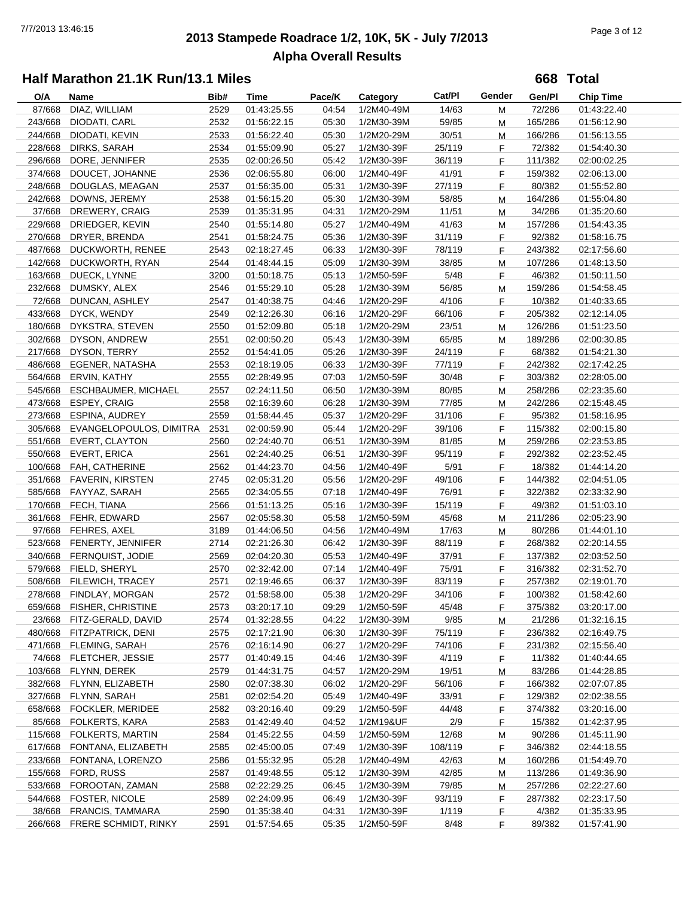# 2013 Stampede Roadrace 1/2, 10K, 5K - July 7/2013

## Alpha Overall Results

### Half Marathon 21.1K Run/13.1 Miles

**668 Total**

| O/A | Name | Bib# | Time | Pace/K | Category | Cat/Pl | Gender | Gen/Pl | Chip Time |
|---|---|---|---|---|---|---|---|---|---|
| 87/668 | DIAZ, WILLIAM | 2529 | 01:43:25.55 | 04:54 | 1/2M40-49M | 14/63 | M | 72/286 | 01:43:22.40 |
| 243/668 | DIODATI, CARL | 2532 | 01:56:22.15 | 05:30 | 1/2M30-39M | 59/85 | M | 165/286 | 01:56:12.90 |
| 244/668 | DIODATI, KEVIN | 2533 | 01:56:22.40 | 05:30 | 1/2M20-29M | 30/51 | M | 166/286 | 01:56:13.55 |
| 228/668 | DIRKS, SARAH | 2534 | 01:55:09.90 | 05:27 | 1/2M30-39F | 25/119 | F | 72/382 | 01:54:40.30 |
| 296/668 | DORE, JENNIFER | 2535 | 02:00:26.50 | 05:42 | 1/2M30-39F | 36/119 | F | 111/382 | 02:00:02.25 |
| 374/668 | DOUCET, JOHANNE | 2536 | 02:06:55.80 | 06:00 | 1/2M40-49F | 41/91 | F | 159/382 | 02:06:13.00 |
| 248/668 | DOUGLAS, MEAGAN | 2537 | 01:56:35.00 | 05:31 | 1/2M30-39F | 27/119 | F | 80/382 | 01:55:52.80 |
| 242/668 | DOWNS, JEREMY | 2538 | 01:56:15.20 | 05:30 | 1/2M30-39M | 58/85 | M | 164/286 | 01:55:04.80 |
| 37/668 | DREWERY, CRAIG | 2539 | 01:35:31.95 | 04:31 | 1/2M20-29M | 11/51 | M | 34/286 | 01:35:20.60 |
| 229/668 | DRIEDGER, KEVIN | 2540 | 01:55:14.80 | 05:27 | 1/2M40-49M | 41/63 | M | 157/286 | 01:54:43.35 |
| 270/668 | DRYER, BRENDA | 2541 | 01:58:24.75 | 05:36 | 1/2M30-39F | 31/119 | F | 92/382 | 01:58:16.75 |
| 487/668 | DUCKWORTH, RENEE | 2543 | 02:18:27.45 | 06:33 | 1/2M30-39F | 78/119 | F | 243/382 | 02:17:56.60 |
| 142/668 | DUCKWORTH, RYAN | 2544 | 01:48:44.15 | 05:09 | 1/2M30-39M | 38/85 | M | 107/286 | 01:48:13.50 |
| 163/668 | DUECK, LYNNE | 3200 | 01:50:18.75 | 05:13 | 1/2M50-59F | 5/48 | F | 46/382 | 01:50:11.50 |
| 232/668 | DUMSKY, ALEX | 2546 | 01:55:29.10 | 05:28 | 1/2M30-39M | 56/85 | M | 159/286 | 01:54:58.45 |
| 72/668 | DUNCAN, ASHLEY | 2547 | 01:40:38.75 | 04:46 | 1/2M20-29F | 4/106 | F | 10/382 | 01:40:33.65 |
| 433/668 | DYCK, WENDY | 2549 | 02:12:26.30 | 06:16 | 1/2M20-29F | 66/106 | F | 205/382 | 02:12:14.05 |
| 180/668 | DYKSTRA, STEVEN | 2550 | 01:52:09.80 | 05:18 | 1/2M20-29M | 23/51 | M | 126/286 | 01:51:23.50 |
| 302/668 | DYSON, ANDREW | 2551 | 02:00:50.20 | 05:43 | 1/2M30-39M | 65/85 | M | 189/286 | 02:00:30.85 |
| 217/668 | DYSON, TERRY | 2552 | 01:54:41.05 | 05:26 | 1/2M30-39F | 24/119 | F | 68/382 | 01:54:21.30 |
| 486/668 | EGENER, NATASHA | 2553 | 02:18:19.05 | 06:33 | 1/2M30-39F | 77/119 | F | 242/382 | 02:17:42.25 |
| 564/668 | ERVIN, KATHY | 2555 | 02:28:49.95 | 07:03 | 1/2M50-59F | 30/48 | F | 303/382 | 02:28:05.00 |
| 545/668 | ESCHBAUMER, MICHAEL | 2557 | 02:24:11.50 | 06:50 | 1/2M30-39M | 80/85 | M | 258/286 | 02:23:35.60 |
| 473/668 | ESPEY, CRAIG | 2558 | 02:16:39.60 | 06:28 | 1/2M30-39M | 77/85 | M | 242/286 | 02:15:48.45 |
| 273/668 | ESPINA, AUDREY | 2559 | 01:58:44.45 | 05:37 | 1/2M20-29F | 31/106 | F | 95/382 | 01:58:16.95 |
| 305/668 | EVANGELOPOULOS, DIMITRA | 2531 | 02:00:59.90 | 05:44 | 1/2M20-29F | 39/106 | F | 115/382 | 02:00:15.80 |
| 551/668 | EVERT, CLAYTON | 2560 | 02:24:40.70 | 06:51 | 1/2M30-39M | 81/85 | M | 259/286 | 02:23:53.85 |
| 550/668 | EVERT, ERICA | 2561 | 02:24:40.25 | 06:51 | 1/2M30-39F | 95/119 | F | 292/382 | 02:23:52.45 |
| 100/668 | FAH, CATHERINE | 2562 | 01:44:23.70 | 04:56 | 1/2M40-49F | 5/91 | F | 18/382 | 01:44:14.20 |
| 351/668 | FAVERIN, KIRSTEN | 2745 | 02:05:31.20 | 05:56 | 1/2M20-29F | 49/106 | F | 144/382 | 02:04:51.05 |
| 585/668 | FAYYAZ, SARAH | 2565 | 02:34:05.55 | 07:18 | 1/2M40-49F | 76/91 | F | 322/382 | 02:33:32.90 |
| 170/668 | FECH, TIANA | 2566 | 01:51:13.25 | 05:16 | 1/2M30-39F | 15/119 | F | 49/382 | 01:51:03.10 |
| 361/668 | FEHR, EDWARD | 2567 | 02:05:58.30 | 05:58 | 1/2M50-59M | 45/68 | M | 211/286 | 02:05:23.90 |
| 97/668 | FEHRES, AXEL | 3189 | 01:44:06.50 | 04:56 | 1/2M40-49M | 17/63 | M | 80/286 | 01:44:01.10 |
| 523/668 | FENERTY, JENNIFER | 2714 | 02:21:26.30 | 06:42 | 1/2M30-39F | 88/119 | F | 268/382 | 02:20:14.55 |
| 340/668 | FERNQUIST, JODIE | 2569 | 02:04:20.30 | 05:53 | 1/2M40-49F | 37/91 | F | 137/382 | 02:03:52.50 |
| 579/668 | FIELD, SHERYL | 2570 | 02:32:42.00 | 07:14 | 1/2M40-49F | 75/91 | F | 316/382 | 02:31:52.70 |
| 508/668 | FILEWICH, TRACEY | 2571 | 02:19:46.65 | 06:37 | 1/2M30-39F | 83/119 | F | 257/382 | 02:19:01.70 |
| 278/668 | FINDLAY, MORGAN | 2572 | 01:58:58.00 | 05:38 | 1/2M20-29F | 34/106 | F | 100/382 | 01:58:42.60 |
| 659/668 | FISHER, CHRISTINE | 2573 | 03:20:17.10 | 09:29 | 1/2M50-59F | 45/48 | F | 375/382 | 03:20:17.00 |
| 23/668 | FITZ-GERALD, DAVID | 2574 | 01:32:28.55 | 04:22 | 1/2M30-39M | 9/85 | M | 21/286 | 01:32:16.15 |
| 480/668 | FITZPATRICK, DENI | 2575 | 02:17:21.90 | 06:30 | 1/2M30-39F | 75/119 | F | 236/382 | 02:16:49.75 |
| 471/668 | FLEMING, SARAH | 2576 | 02:16:14.90 | 06:27 | 1/2M20-29F | 74/106 | F | 231/382 | 02:15:56.40 |
| 74/668 | FLETCHER, JESSIE | 2577 | 01:40:49.15 | 04:46 | 1/2M30-39F | 4/119 | F | 11/382 | 01:40:44.65 |
| 103/668 | FLYNN, DEREK | 2579 | 01:44:31.75 | 04:57 | 1/2M20-29M | 19/51 | M | 83/286 | 01:44:28.85 |
| 382/668 | FLYNN, ELIZABETH | 2580 | 02:07:38.30 | 06:02 | 1/2M20-29F | 56/106 | F | 166/382 | 02:07:07.85 |
| 327/668 | FLYNN, SARAH | 2581 | 02:02:54.20 | 05:49 | 1/2M40-49F | 33/91 | F | 129/382 | 02:02:38.55 |
| 658/668 | FOCKLER, MERIDEE | 2582 | 03:20:16.40 | 09:29 | 1/2M50-59F | 44/48 | F | 374/382 | 03:20:16.00 |
| 85/668 | FOLKERTS, KARA | 2583 | 01:42:49.40 | 04:52 | 1/2M19&UF | 2/9 | F | 15/382 | 01:42:37.95 |
| 115/668 | FOLKERTS, MARTIN | 2584 | 01:45:22.55 | 04:59 | 1/2M50-59M | 12/68 | M | 90/286 | 01:45:11.90 |
| 617/668 | FONTANA, ELIZABETH | 2585 | 02:45:00.05 | 07:49 | 1/2M30-39F | 108/119 | F | 346/382 | 02:44:18.55 |
| 233/668 | FONTANA, LORENZO | 2586 | 01:55:32.95 | 05:28 | 1/2M40-49M | 42/63 | M | 160/286 | 01:54:49.70 |
| 155/668 | FORD, RUSS | 2587 | 01:49:48.55 | 05:12 | 1/2M30-39M | 42/85 | M | 113/286 | 01:49:36.90 |
| 533/668 | FOROOTAN, ZAMAN | 2588 | 02:22:29.25 | 06:45 | 1/2M30-39M | 79/85 | M | 257/286 | 02:22:27.60 |
| 544/668 | FOSTER, NICOLE | 2589 | 02:24:09.95 | 06:49 | 1/2M30-39F | 93/119 | F | 287/382 | 02:23:17.50 |
| 38/668 | FRANCIS, TAMMARA | 2590 | 01:35:38.40 | 04:31 | 1/2M30-39F | 1/119 | F | 4/382 | 01:35:33.95 |
| 266/668 | FRERE SCHMIDT, RINKY | 2591 | 01:57:54.65 | 05:35 | 1/2M50-59F | 8/48 | F | 89/382 | 01:57:41.90 |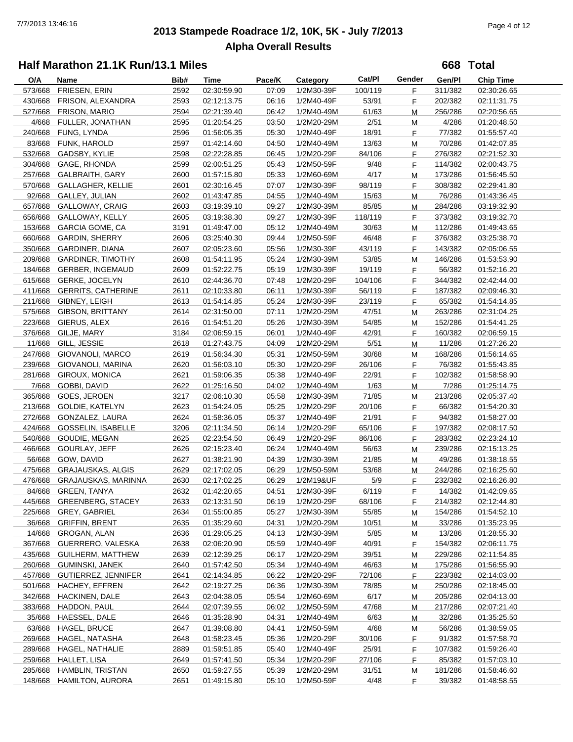# 2013 Stampede Roadrace 1/2, 10K, 5K - July 7/2013

## Alpha Overall Results

### Half Marathon 21.1K Run/13.1 Miles

**668 Total**

| O/A | Name | Bib# | Time | Pace/K | Category | Cat/Pl | Gender | Gen/Pl | Chip Time |
|---|---|---|---|---|---|---|---|---|---|
| 573/668 | FRIESEN, ERIN | 2592 | 02:30:59.90 | 07:09 | 1/2M30-39F | 100/119 | F | 311/382 | 02:30:26.65 |
| 430/668 | FRISON, ALEXANDRA | 2593 | 02:12:13.75 | 06:16 | 1/2M40-49F | 53/91 | F | 202/382 | 02:11:31.75 |
| 527/668 | FRISON, MARIO | 2594 | 02:21:39.40 | 06:42 | 1/2M40-49M | 61/63 | M | 256/286 | 02:20:56.65 |
| 4/668 | FULLER, JONATHAN | 2595 | 01:20:54.25 | 03:50 | 1/2M20-29M | 2/51 | M | 4/286 | 01:20:48.50 |
| 240/668 | FUNG, LYNDA | 2596 | 01:56:05.35 | 05:30 | 1/2M40-49F | 18/91 | F | 77/382 | 01:55:57.40 |
| 83/668 | FUNK, HAROLD | 2597 | 01:42:14.60 | 04:50 | 1/2M40-49M | 13/63 | M | 70/286 | 01:42:07.85 |
| 532/668 | GADSBY, KYLIE | 2598 | 02:22:28.85 | 06:45 | 1/2M20-29F | 84/106 | F | 276/382 | 02:21:52.30 |
| 304/668 | GAGE, RHONDA | 2599 | 02:00:51.25 | 05:43 | 1/2M50-59F | 9/48 | F | 114/382 | 02:00:43.75 |
| 257/668 | GALBRAITH, GARY | 2600 | 01:57:15.80 | 05:33 | 1/2M60-69M | 4/17 | M | 173/286 | 01:56:45.50 |
| 570/668 | GALLAGHER, KELLIE | 2601 | 02:30:16.45 | 07:07 | 1/2M30-39F | 98/119 | F | 308/382 | 02:29:41.80 |
| 92/668 | GALLEY, JULIAN | 2602 | 01:43:47.85 | 04:55 | 1/2M40-49M | 15/63 | M | 76/286 | 01:43:36.45 |
| 657/668 | GALLOWAY, CRAIG | 2603 | 03:19:39.10 | 09:27 | 1/2M30-39M | 85/85 | M | 284/286 | 03:19:32.90 |
| 656/668 | GALLOWAY, KELLY | 2605 | 03:19:38.30 | 09:27 | 1/2M30-39F | 118/119 | F | 373/382 | 03:19:32.70 |
| 153/668 | GARCIA GOME, CA | 3191 | 01:49:47.00 | 05:12 | 1/2M40-49M | 30/63 | M | 112/286 | 01:49:43.65 |
| 660/668 | GARDIN, SHERRY | 2606 | 03:25:40.30 | 09:44 | 1/2M50-59F | 46/48 | F | 376/382 | 03:25:38.70 |
| 350/668 | GARDINER, DIANA | 2607 | 02:05:23.60 | 05:56 | 1/2M30-39F | 43/119 | F | 143/382 | 02:05:06.55 |
| 209/668 | GARDINER, TIMOTHY | 2608 | 01:54:11.95 | 05:24 | 1/2M30-39M | 53/85 | M | 146/286 | 01:53:53.90 |
| 184/668 | GERBER, INGEMAUD | 2609 | 01:52:22.75 | 05:19 | 1/2M30-39F | 19/119 | F | 56/382 | 01:52:16.20 |
| 615/668 | GERKE, JOCELYN | 2610 | 02:44:36.70 | 07:48 | 1/2M20-29F | 104/106 | F | 344/382 | 02:42:44.00 |
| 411/668 | GERRITS, CATHERINE | 2611 | 02:10:33.80 | 06:11 | 1/2M30-39F | 56/119 | F | 187/382 | 02:09:46.30 |
| 211/668 | GIBNEY, LEIGH | 2613 | 01:54:14.85 | 05:24 | 1/2M30-39F | 23/119 | F | 65/382 | 01:54:14.85 |
| 575/668 | GIBSON, BRITTANY | 2614 | 02:31:50.00 | 07:11 | 1/2M20-29M | 47/51 | M | 263/286 | 02:31:04.25 |
| 223/668 | GIERUS, ALEX | 2616 | 01:54:51.20 | 05:26 | 1/2M30-39M | 54/85 | M | 152/286 | 01:54:41.25 |
| 376/668 | GILJE, MARY | 3184 | 02:06:59.15 | 06:01 | 1/2M40-49F | 42/91 | F | 160/382 | 02:06:59.15 |
| 11/668 | GILL, JESSIE | 2618 | 01:27:43.75 | 04:09 | 1/2M20-29M | 5/51 | M | 11/286 | 01:27:26.20 |
| 247/668 | GIOVANOLI, MARCO | 2619 | 01:56:34.30 | 05:31 | 1/2M50-59M | 30/68 | M | 168/286 | 01:56:14.65 |
| 239/668 | GIOVANOLI, MARINA | 2620 | 01:56:03.10 | 05:30 | 1/2M20-29F | 26/106 | F | 76/382 | 01:55:43.85 |
| 281/668 | GIROUX, MONICA | 2621 | 01:59:06.35 | 05:38 | 1/2M40-49F | 22/91 | F | 102/382 | 01:58:58.90 |
| 7/668 | GOBBI, DAVID | 2622 | 01:25:16.50 | 04:02 | 1/2M40-49M | 1/63 | M | 7/286 | 01:25:14.75 |
| 365/668 | GOES, JEROEN | 3217 | 02:06:10.30 | 05:58 | 1/2M30-39M | 71/85 | M | 213/286 | 02:05:37.40 |
| 213/668 | GOLDIE, KATELYN | 2623 | 01:54:24.05 | 05:25 | 1/2M20-29F | 20/106 | F | 66/382 | 01:54:20.30 |
| 272/668 | GONZALEZ, LAURA | 2624 | 01:58:36.05 | 05:37 | 1/2M40-49F | 21/91 | F | 94/382 | 01:58:27.00 |
| 424/668 | GOSSELIN, ISABELLE | 3206 | 02:11:34.50 | 06:14 | 1/2M20-29F | 65/106 | F | 197/382 | 02:08:17.50 |
| 540/668 | GOUDIE, MEGAN | 2625 | 02:23:54.50 | 06:49 | 1/2M20-29F | 86/106 | F | 283/382 | 02:23:24.10 |
| 466/668 | GOURLAY, JEFF | 2626 | 02:15:23.40 | 06:24 | 1/2M40-49M | 56/63 | M | 239/286 | 02:15:13.25 |
| 56/668 | GOW, DAVID | 2627 | 01:38:21.90 | 04:39 | 1/2M30-39M | 21/85 | M | 49/286 | 01:38:18.55 |
| 475/668 | GRAJAUSKAS, ALGIS | 2629 | 02:17:02.05 | 06:29 | 1/2M50-59M | 53/68 | M | 244/286 | 02:16:25.60 |
| 476/668 | GRAJAUSKAS, MARINNA | 2630 | 02:17:02.25 | 06:29 | 1/2M19&UF | 5/9 | F | 232/382 | 02:16:26.80 |
| 84/668 | GREEN, TANYA | 2632 | 01:42:20.65 | 04:51 | 1/2M30-39F | 6/119 | F | 14/382 | 01:42:09.65 |
| 445/668 | GREENBERG, STACEY | 2633 | 02:13:31.50 | 06:19 | 1/2M20-29F | 68/106 | F | 214/382 | 02:12:44.80 |
| 225/668 | GREY, GABRIEL | 2634 | 01:55:00.85 | 05:27 | 1/2M30-39M | 55/85 | M | 154/286 | 01:54:52.10 |
| 36/668 | GRIFFIN, BRENT | 2635 | 01:35:29.60 | 04:31 | 1/2M20-29M | 10/51 | M | 33/286 | 01:35:23.95 |
| 14/668 | GROGAN, ALAN | 2636 | 01:29:05.25 | 04:13 | 1/2M30-39M | 5/85 | M | 13/286 | 01:28:55.30 |
| 367/668 | GUERRERO, VALESKA | 2638 | 02:06:20.90 | 05:59 | 1/2M40-49F | 40/91 | F | 154/382 | 02:06:11.75 |
| 435/668 | GUILHERM, MATTHEW | 2639 | 02:12:39.25 | 06:17 | 1/2M20-29M | 39/51 | M | 229/286 | 02:11:54.85 |
| 260/668 | GUMINSKI, JANEK | 2640 | 01:57:42.50 | 05:34 | 1/2M40-49M | 46/63 | M | 175/286 | 01:56:55.90 |
| 457/668 | GUTIERREZ, JENNIFER | 2641 | 02:14:34.85 | 06:22 | 1/2M20-29F | 72/106 | F | 223/382 | 02:14:03.00 |
| 501/668 | HACHEY, EFFREN | 2642 | 02:19:27.25 | 06:36 | 1/2M30-39M | 78/85 | M | 250/286 | 02:18:45.00 |
| 342/668 | HACKINEN, DALE | 2643 | 02:04:38.05 | 05:54 | 1/2M60-69M | 6/17 | M | 205/286 | 02:04:13.00 |
| 383/668 | HADDON, PAUL | 2644 | 02:07:39.55 | 06:02 | 1/2M50-59M | 47/68 | M | 217/286 | 02:07:21.40 |
| 35/668 | HAESSEL, DALE | 2646 | 01:35:28.90 | 04:31 | 1/2M40-49M | 6/63 | M | 32/286 | 01:35:25.50 |
| 63/668 | HAGEL, BRUCE | 2647 | 01:39:08.80 | 04:41 | 1/2M50-59M | 4/68 | M | 56/286 | 01:38:59.05 |
| 269/668 | HAGEL, NATASHA | 2648 | 01:58:23.45 | 05:36 | 1/2M20-29F | 30/106 | F | 91/382 | 01:57:58.70 |
| 289/668 | HAGEL, NATHALIE | 2889 | 01:59:51.85 | 05:40 | 1/2M40-49F | 25/91 | F | 107/382 | 01:59:26.40 |
| 259/668 | HALLET, LISA | 2649 | 01:57:41.50 | 05:34 | 1/2M20-29F | 27/106 | F | 85/382 | 01:57:03.10 |
| 285/668 | HAMBLIN, TRISTAN | 2650 | 01:59:27.55 | 05:39 | 1/2M20-29M | 31/51 | M | 181/286 | 01:58:46.60 |
| 148/668 | HAMILTON, AURORA | 2651 | 01:49:15.80 | 05:10 | 1/2M50-59F | 4/48 | F | 39/382 | 01:48:58.55 |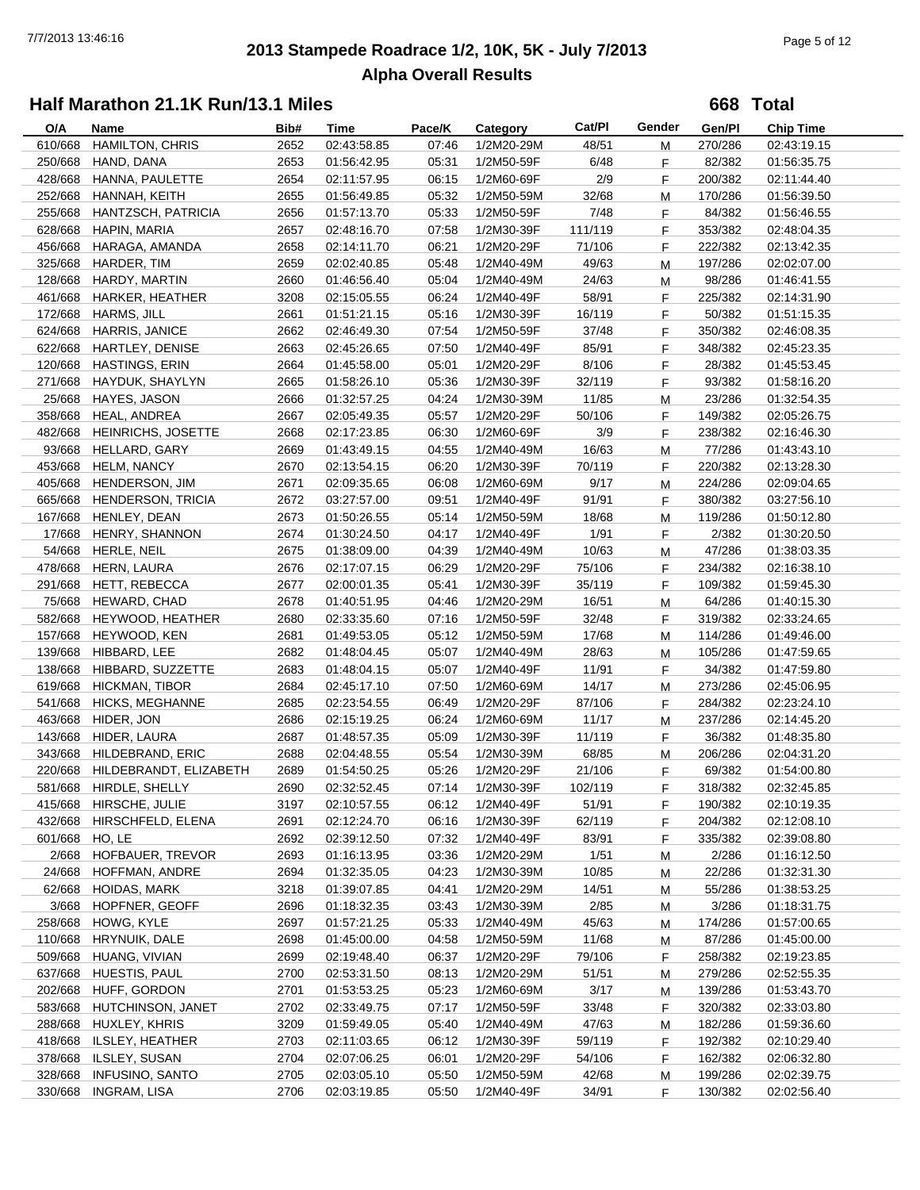# 2013 Stampede Roadrace 1/2, 10K, 5K - July 7/2013

## Alpha Overall Results

### Half Marathon 21.1K Run/13.1 Miles

**668 Total**

| O/A | Name | Bib# | Time | Pace/K | Category | Cat/Pl | Gender | Gen/Pl | Chip Time |
|---|---|---|---|---|---|---|---|---|---|
| 610/668 | HAMILTON, CHRIS | 2652 | 02:43:58.85 | 07:46 | 1/2M20-29M | 48/51 | M | 270/286 | 02:43:19.15 |
| 250/668 | HAND, DANA | 2653 | 01:56:42.95 | 05:31 | 1/2M50-59F | 6/48 | F | 82/382 | 01:56:35.75 |
| 428/668 | HANNA, PAULETTE | 2654 | 02:11:57.95 | 06:15 | 1/2M60-69F | 2/9 | F | 200/382 | 02:11:44.40 |
| 252/668 | HANNAH, KEITH | 2655 | 01:56:49.85 | 05:32 | 1/2M50-59M | 32/68 | M | 170/286 | 01:56:39.50 |
| 255/668 | HANTZSCH, PATRICIA | 2656 | 01:57:13.70 | 05:33 | 1/2M50-59F | 7/48 | F | 84/382 | 01:56:46.55 |
| 628/668 | HAPIN, MARIA | 2657 | 02:48:16.70 | 07:58 | 1/2M30-39F | 111/119 | F | 353/382 | 02:48:04.35 |
| 456/668 | HARAGA, AMANDA | 2658 | 02:14:11.70 | 06:21 | 1/2M20-29F | 71/106 | F | 222/382 | 02:13:42.35 |
| 325/668 | HARDER, TIM | 2659 | 02:02:40.85 | 05:48 | 1/2M40-49M | 49/63 | M | 197/286 | 02:02:07.00 |
| 128/668 | HARDY, MARTIN | 2660 | 01:46:56.40 | 05:04 | 1/2M40-49M | 24/63 | M | 98/286 | 01:46:41.55 |
| 461/668 | HARKER, HEATHER | 3208 | 02:15:05.55 | 06:24 | 1/2M40-49F | 58/91 | F | 225/382 | 02:14:31.90 |
| 172/668 | HARMS, JILL | 2661 | 01:51:21.15 | 05:16 | 1/2M30-39F | 16/119 | F | 50/382 | 01:51:15.35 |
| 624/668 | HARRIS, JANICE | 2662 | 02:46:49.30 | 07:54 | 1/2M50-59F | 37/48 | F | 350/382 | 02:46:08.35 |
| 622/668 | HARTLEY, DENISE | 2663 | 02:45:26.65 | 07:50 | 1/2M40-49F | 85/91 | F | 348/382 | 02:45:23.35 |
| 120/668 | HASTINGS, ERIN | 2664 | 01:45:58.00 | 05:01 | 1/2M20-29F | 8/106 | F | 28/382 | 01:45:53.45 |
| 271/668 | HAYDUK, SHAYLYN | 2665 | 01:58:26.10 | 05:36 | 1/2M30-39F | 32/119 | F | 93/382 | 01:58:16.20 |
| 25/668 | HAYES, JASON | 2666 | 01:32:57.25 | 04:24 | 1/2M30-39M | 11/85 | M | 23/286 | 01:32:54.35 |
| 358/668 | HEAL, ANDREA | 2667 | 02:05:49.35 | 05:57 | 1/2M20-29F | 50/106 | F | 149/382 | 02:05:26.75 |
| 482/668 | HEINRICHS, JOSETTE | 2668 | 02:17:23.85 | 06:30 | 1/2M60-69F | 3/9 | F | 238/382 | 02:16:46.30 |
| 93/668 | HELLARD, GARY | 2669 | 01:43:49.15 | 04:55 | 1/2M40-49M | 16/63 | M | 77/286 | 01:43:43.10 |
| 453/668 | HELM, NANCY | 2670 | 02:13:54.15 | 06:20 | 1/2M30-39F | 70/119 | F | 220/382 | 02:13:28.30 |
| 405/668 | HENDERSON, JIM | 2671 | 02:09:35.65 | 06:08 | 1/2M60-69M | 9/17 | M | 224/286 | 02:09:04.65 |
| 665/668 | HENDERSON, TRICIA | 2672 | 03:27:57.00 | 09:51 | 1/2M40-49F | 91/91 | F | 380/382 | 03:27:56.10 |
| 167/668 | HENLEY, DEAN | 2673 | 01:50:26.55 | 05:14 | 1/2M50-59M | 18/68 | M | 119/286 | 01:50:12.80 |
| 17/668 | HENRY, SHANNON | 2674 | 01:30:24.50 | 04:17 | 1/2M40-49F | 1/91 | F | 2/382 | 01:30:20.50 |
| 54/668 | HERLE, NEIL | 2675 | 01:38:09.00 | 04:39 | 1/2M40-49M | 10/63 | M | 47/286 | 01:38:03.35 |
| 478/668 | HERN, LAURA | 2676 | 02:17:07.15 | 06:29 | 1/2M20-29F | 75/106 | F | 234/382 | 02:16:38.10 |
| 291/668 | HETT, REBECCA | 2677 | 02:00:01.35 | 05:41 | 1/2M30-39F | 35/119 | F | 109/382 | 01:59:45.30 |
| 75/668 | HEWARD, CHAD | 2678 | 01:40:51.95 | 04:46 | 1/2M20-29M | 16/51 | M | 64/286 | 01:40:15.30 |
| 582/668 | HEYWOOD, HEATHER | 2680 | 02:33:35.60 | 07:16 | 1/2M50-59F | 32/48 | F | 319/382 | 02:33:24.65 |
| 157/668 | HEYWOOD, KEN | 2681 | 01:49:53.05 | 05:12 | 1/2M50-59M | 17/68 | M | 114/286 | 01:49:46.00 |
| 139/668 | HIBBARD, LEE | 2682 | 01:48:04.45 | 05:07 | 1/2M40-49M | 28/63 | M | 105/286 | 01:47:59.65 |
| 138/668 | HIBBARD, SUZZETTE | 2683 | 01:48:04.15 | 05:07 | 1/2M40-49F | 11/91 | F | 34/382 | 01:47:59.80 |
| 619/668 | HICKMAN, TIBOR | 2684 | 02:45:17.10 | 07:50 | 1/2M60-69M | 14/17 | M | 273/286 | 02:45:06.95 |
| 541/668 | HICKS, MEGHANNE | 2685 | 02:23:54.55 | 06:49 | 1/2M20-29F | 87/106 | F | 284/382 | 02:23:24.10 |
| 463/668 | HIDER, JON | 2686 | 02:15:19.25 | 06:24 | 1/2M60-69M | 11/17 | M | 237/286 | 02:14:45.20 |
| 143/668 | HIDER, LAURA | 2687 | 01:48:57.35 | 05:09 | 1/2M30-39F | 11/119 | F | 36/382 | 01:48:35.80 |
| 343/668 | HILDEBRAND, ERIC | 2688 | 02:04:48.55 | 05:54 | 1/2M30-39M | 68/85 | M | 206/286 | 02:04:31.20 |
| 220/668 | HILDEBRANDT, ELIZABETH | 2689 | 01:54:50.25 | 05:26 | 1/2M20-29F | 21/106 | F | 69/382 | 01:54:00.80 |
| 581/668 | HIRDLE, SHELLY | 2690 | 02:32:52.45 | 07:14 | 1/2M30-39F | 102/119 | F | 318/382 | 02:32:45.85 |
| 415/668 | HIRSCHE, JULIE | 3197 | 02:10:57.55 | 06:12 | 1/2M40-49F | 51/91 | F | 190/382 | 02:10:19.35 |
| 432/668 | HIRSCHFELD, ELENA | 2691 | 02:12:24.70 | 06:16 | 1/2M30-39F | 62/119 | F | 204/382 | 02:12:08.10 |
| 601/668 | HO, LE | 2692 | 02:39:12.50 | 07:32 | 1/2M40-49F | 83/91 | F | 335/382 | 02:39:08.80 |
| 2/668 | HOFBAUER, TREVOR | 2693 | 01:16:13.95 | 03:36 | 1/2M20-29M | 1/51 | M | 2/286 | 01:16:12.50 |
| 24/668 | HOFFMAN, ANDRE | 2694 | 01:32:35.05 | 04:23 | 1/2M30-39M | 10/85 | M | 22/286 | 01:32:31.30 |
| 62/668 | HOIDAS, MARK | 3218 | 01:39:07.85 | 04:41 | 1/2M20-29M | 14/51 | M | 55/286 | 01:38:53.25 |
| 3/668 | HOPFNER, GEOFF | 2696 | 01:18:32.35 | 03:43 | 1/2M30-39M | 2/85 | M | 3/286 | 01:18:31.75 |
| 258/668 | HOWG, KYLE | 2697 | 01:57:21.25 | 05:33 | 1/2M40-49M | 45/63 | M | 174/286 | 01:57:00.65 |
| 110/668 | HRYNUIK, DALE | 2698 | 01:45:00.00 | 04:58 | 1/2M50-59M | 11/68 | M | 87/286 | 01:45:00.00 |
| 509/668 | HUANG, VIVIAN | 2699 | 02:19:48.40 | 06:37 | 1/2M20-29F | 79/106 | F | 258/382 | 02:19:23.85 |
| 637/668 | HUESTIS, PAUL | 2700 | 02:53:31.50 | 08:13 | 1/2M20-29M | 51/51 | M | 279/286 | 02:52:55.35 |
| 202/668 | HUFF, GORDON | 2701 | 01:53:53.25 | 05:23 | 1/2M60-69M | 3/17 | M | 139/286 | 01:53:43.70 |
| 583/668 | HUTCHINSON, JANET | 2702 | 02:33:49.75 | 07:17 | 1/2M50-59F | 33/48 | F | 320/382 | 02:33:03.80 |
| 288/668 | HUXLEY, KHRIS | 3209 | 01:59:49.05 | 05:40 | 1/2M40-49M | 47/63 | M | 182/286 | 01:59:36.60 |
| 418/668 | ILSLEY, HEATHER | 2703 | 02:11:03.65 | 06:12 | 1/2M30-39F | 59/119 | F | 192/382 | 02:10:29.40 |
| 378/668 | ILSLEY, SUSAN | 2704 | 02:07:06.25 | 06:01 | 1/2M20-29F | 54/106 | F | 162/382 | 02:06:32.80 |
| 328/668 | INFUSINO, SANTO | 2705 | 02:03:05.10 | 05:50 | 1/2M50-59M | 42/68 | M | 199/286 | 02:02:39.75 |
| 330/668 | INGRAM, LISA | 2706 | 02:03:19.85 | 05:50 | 1/2M40-49F | 34/91 | F | 130/382 | 02:02:56.40 |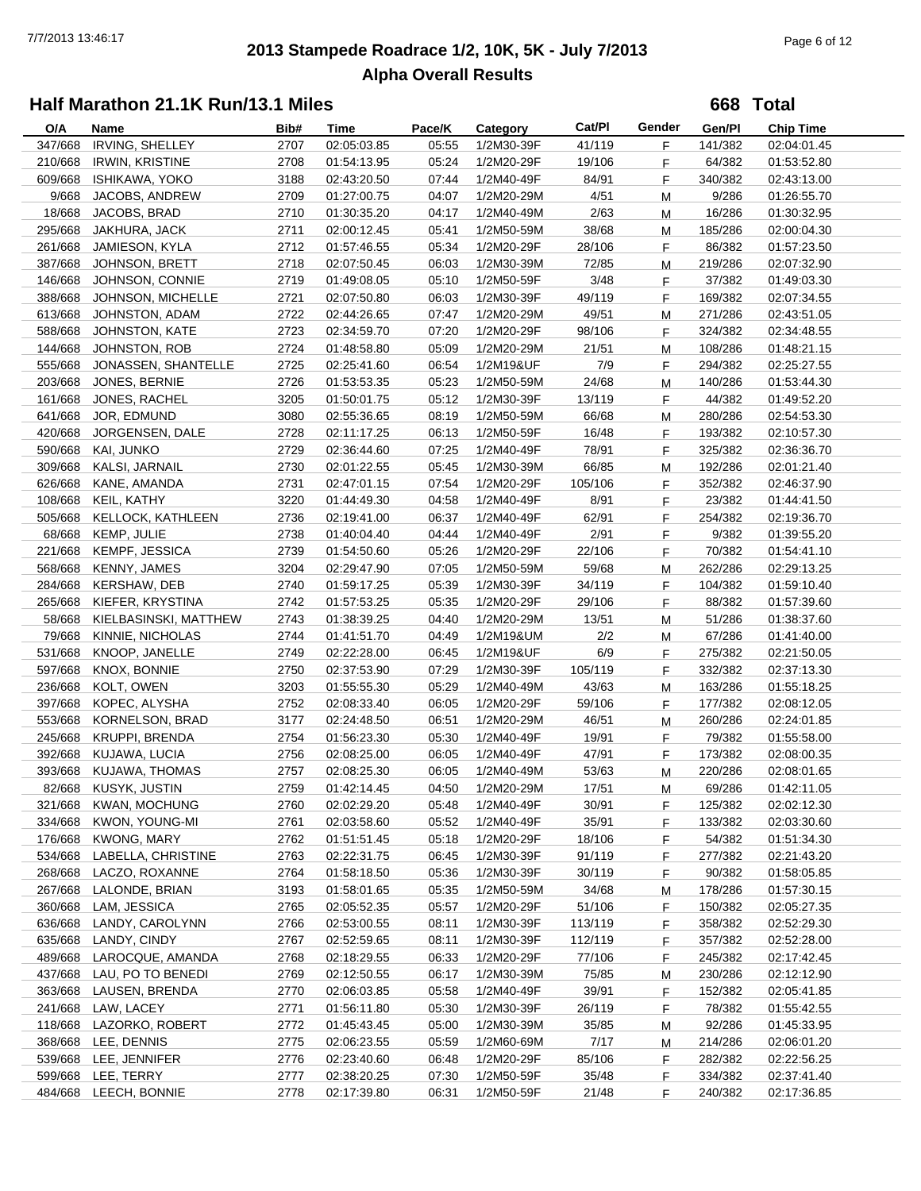# 2013 Stampede Roadrace 1/2, 10K, 5K - July 7/2013

## Alpha Overall Results

### Half Marathon 21.1K Run/13.1 Miles

**668 Total**

| O/A | Name | Bib# | Time | Pace/K | Category | Cat/Pl | Gender | Gen/Pl | Chip Time |
|---|---|---|---|---|---|---|---|---|---|
| 347/668 | IRVING, SHELLEY | 2707 | 02:05:03.85 | 05:55 | 1/2M30-39F | 41/119 | F | 141/382 | 02:04:01.45 |
| 210/668 | IRWIN, KRISTINE | 2708 | 01:54:13.95 | 05:24 | 1/2M20-29F | 19/106 | F | 64/382 | 01:53:52.80 |
| 609/668 | ISHIKAWA, YOKO | 3188 | 02:43:20.50 | 07:44 | 1/2M40-49F | 84/91 | F | 340/382 | 02:43:13.00 |
| 9/668 | JACOBS, ANDREW | 2709 | 01:27:00.75 | 04:07 | 1/2M20-29M | 4/51 | M | 9/286 | 01:26:55.70 |
| 18/668 | JACOBS, BRAD | 2710 | 01:30:35.20 | 04:17 | 1/2M40-49M | 2/63 | M | 16/286 | 01:30:32.95 |
| 295/668 | JAKHURA, JACK | 2711 | 02:00:12.45 | 05:41 | 1/2M50-59M | 38/68 | M | 185/286 | 02:00:04.30 |
| 261/668 | JAMIESON, KYLA | 2712 | 01:57:46.55 | 05:34 | 1/2M20-29F | 28/106 | F | 86/382 | 01:57:23.50 |
| 387/668 | JOHNSON, BRETT | 2718 | 02:07:50.45 | 06:03 | 1/2M30-39M | 72/85 | M | 219/286 | 02:07:32.90 |
| 146/668 | JOHNSON, CONNIE | 2719 | 01:49:08.05 | 05:10 | 1/2M50-59F | 3/48 | F | 37/382 | 01:49:03.30 |
| 388/668 | JOHNSON, MICHELLE | 2721 | 02:07:50.80 | 06:03 | 1/2M30-39F | 49/119 | F | 169/382 | 02:07:34.55 |
| 613/668 | JOHNSTON, ADAM | 2722 | 02:44:26.65 | 07:47 | 1/2M20-29M | 49/51 | M | 271/286 | 02:43:51.05 |
| 588/668 | JOHNSTON, KATE | 2723 | 02:34:59.70 | 07:20 | 1/2M20-29F | 98/106 | F | 324/382 | 02:34:48.55 |
| 144/668 | JOHNSTON, ROB | 2724 | 01:48:58.80 | 05:09 | 1/2M20-29M | 21/51 | M | 108/286 | 01:48:21.15 |
| 555/668 | JONASSEN, SHANTELLE | 2725 | 02:25:41.60 | 06:54 | 1/2M19&UF | 7/9 | F | 294/382 | 02:25:27.55 |
| 203/668 | JONES, BERNIE | 2726 | 01:53:53.35 | 05:23 | 1/2M50-59M | 24/68 | M | 140/286 | 01:53:44.30 |
| 161/668 | JONES, RACHEL | 3205 | 01:50:01.75 | 05:12 | 1/2M30-39F | 13/119 | F | 44/382 | 01:49:52.20 |
| 641/668 | JOR, EDMUND | 3080 | 02:55:36.65 | 08:19 | 1/2M50-59M | 66/68 | M | 280/286 | 02:54:53.30 |
| 420/668 | JORGENSEN, DALE | 2728 | 02:11:17.25 | 06:13 | 1/2M50-59F | 16/48 | F | 193/382 | 02:10:57.30 |
| 590/668 | KAI, JUNKO | 2729 | 02:36:44.60 | 07:25 | 1/2M40-49F | 78/91 | F | 325/382 | 02:36:36.70 |
| 309/668 | KALSI, JARNAIL | 2730 | 02:01:22.55 | 05:45 | 1/2M30-39M | 66/85 | M | 192/286 | 02:01:21.40 |
| 626/668 | KANE, AMANDA | 2731 | 02:47:01.15 | 07:54 | 1/2M20-29F | 105/106 | F | 352/382 | 02:46:37.90 |
| 108/668 | KEIL, KATHY | 3220 | 01:44:49.30 | 04:58 | 1/2M40-49F | 8/91 | F | 23/382 | 01:44:41.50 |
| 505/668 | KELLOCK, KATHLEEN | 2736 | 02:19:41.00 | 06:37 | 1/2M40-49F | 62/91 | F | 254/382 | 02:19:36.70 |
| 68/668 | KEMP, JULIE | 2738 | 01:40:04.40 | 04:44 | 1/2M40-49F | 2/91 | F | 9/382 | 01:39:55.20 |
| 221/668 | KEMPF, JESSICA | 2739 | 01:54:50.60 | 05:26 | 1/2M20-29F | 22/106 | F | 70/382 | 01:54:41.10 |
| 568/668 | KENNY, JAMES | 3204 | 02:29:47.90 | 07:05 | 1/2M50-59M | 59/68 | M | 262/286 | 02:29:13.25 |
| 284/668 | KERSHAW, DEB | 2740 | 01:59:17.25 | 05:39 | 1/2M30-39F | 34/119 | F | 104/382 | 01:59:10.40 |
| 265/668 | KIEFER, KRYSTINA | 2742 | 01:57:53.25 | 05:35 | 1/2M20-29F | 29/106 | F | 88/382 | 01:57:39.60 |
| 58/668 | KIELBASINSKI, MATTHEW | 2743 | 01:38:39.25 | 04:40 | 1/2M20-29M | 13/51 | M | 51/286 | 01:38:37.60 |
| 79/668 | KINNIE, NICHOLAS | 2744 | 01:41:51.70 | 04:49 | 1/2M19&UM | 2/2 | M | 67/286 | 01:41:40.00 |
| 531/668 | KNOOP, JANELLE | 2749 | 02:22:28.00 | 06:45 | 1/2M19&UF | 6/9 | F | 275/382 | 02:21:50.05 |
| 597/668 | KNOX, BONNIE | 2750 | 02:37:53.90 | 07:29 | 1/2M30-39F | 105/119 | F | 332/382 | 02:37:13.30 |
| 236/668 | KOLT, OWEN | 3203 | 01:55:55.30 | 05:29 | 1/2M40-49M | 43/63 | M | 163/286 | 01:55:18.25 |
| 397/668 | KOPEC, ALYSHA | 2752 | 02:08:33.40 | 06:05 | 1/2M20-29F | 59/106 | F | 177/382 | 02:08:12.05 |
| 553/668 | KORNELSON, BRAD | 3177 | 02:24:48.50 | 06:51 | 1/2M20-29M | 46/51 | M | 260/286 | 02:24:01.85 |
| 245/668 | KRUPPI, BRENDA | 2754 | 01:56:23.30 | 05:30 | 1/2M40-49F | 19/91 | F | 79/382 | 01:55:58.00 |
| 392/668 | KUJAWA, LUCIA | 2756 | 02:08:25.00 | 06:05 | 1/2M40-49F | 47/91 | F | 173/382 | 02:08:00.35 |
| 393/668 | KUJAWA, THOMAS | 2757 | 02:08:25.30 | 06:05 | 1/2M40-49M | 53/63 | M | 220/286 | 02:08:01.65 |
| 82/668 | KUSYK, JUSTIN | 2759 | 01:42:14.45 | 04:50 | 1/2M20-29M | 17/51 | M | 69/286 | 01:42:11.05 |
| 321/668 | KWAN, MOCHUNG | 2760 | 02:02:29.20 | 05:48 | 1/2M40-49F | 30/91 | F | 125/382 | 02:02:12.30 |
| 334/668 | KWON, YOUNG-MI | 2761 | 02:03:58.60 | 05:52 | 1/2M40-49F | 35/91 | F | 133/382 | 02:03:30.60 |
| 176/668 | KWONG, MARY | 2762 | 01:51:51.45 | 05:18 | 1/2M20-29F | 18/106 | F | 54/382 | 01:51:34.30 |
| 534/668 | LABELLA, CHRISTINE | 2763 | 02:22:31.75 | 06:45 | 1/2M30-39F | 91/119 | F | 277/382 | 02:21:43.20 |
| 268/668 | LACZO, ROXANNE | 2764 | 01:58:18.50 | 05:36 | 1/2M30-39F | 30/119 | F | 90/382 | 01:58:05.85 |
| 267/668 | LALONDE, BRIAN | 3193 | 01:58:01.65 | 05:35 | 1/2M50-59M | 34/68 | M | 178/286 | 01:57:30.15 |
| 360/668 | LAM, JESSICA | 2765 | 02:05:52.35 | 05:57 | 1/2M20-29F | 51/106 | F | 150/382 | 02:05:27.35 |
| 636/668 | LANDY, CAROLYNN | 2766 | 02:53:00.55 | 08:11 | 1/2M30-39F | 113/119 | F | 358/382 | 02:52:29.30 |
| 635/668 | LANDY, CINDY | 2767 | 02:52:59.65 | 08:11 | 1/2M30-39F | 112/119 | F | 357/382 | 02:52:28.00 |
| 489/668 | LAROCQUE, AMANDA | 2768 | 02:18:29.55 | 06:33 | 1/2M20-29F | 77/106 | F | 245/382 | 02:17:42.45 |
| 437/668 | LAU, PO TO BENEDI | 2769 | 02:12:50.55 | 06:17 | 1/2M30-39M | 75/85 | M | 230/286 | 02:12:12.90 |
| 363/668 | LAUSEN, BRENDA | 2770 | 02:06:03.85 | 05:58 | 1/2M40-49F | 39/91 | F | 152/382 | 02:05:41.85 |
| 241/668 | LAW, LACEY | 2771 | 01:56:11.80 | 05:30 | 1/2M30-39F | 26/119 | F | 78/382 | 01:55:42.55 |
| 118/668 | LAZORKO, ROBERT | 2772 | 01:45:43.45 | 05:00 | 1/2M30-39M | 35/85 | M | 92/286 | 01:45:33.95 |
| 368/668 | LEE, DENNIS | 2775 | 02:06:23.55 | 05:59 | 1/2M60-69M | 7/17 | M | 214/286 | 02:06:01.20 |
| 539/668 | LEE, JENNIFER | 2776 | 02:23:40.60 | 06:48 | 1/2M20-29F | 85/106 | F | 282/382 | 02:22:56.25 |
| 599/668 | LEE, TERRY | 2777 | 02:38:20.25 | 07:30 | 1/2M50-59F | 35/48 | F | 334/382 | 02:37:41.40 |
| 484/668 | LEECH, BONNIE | 2778 | 02:17:39.80 | 06:31 | 1/2M50-59F | 21/48 | F | 240/382 | 02:17:36.85 |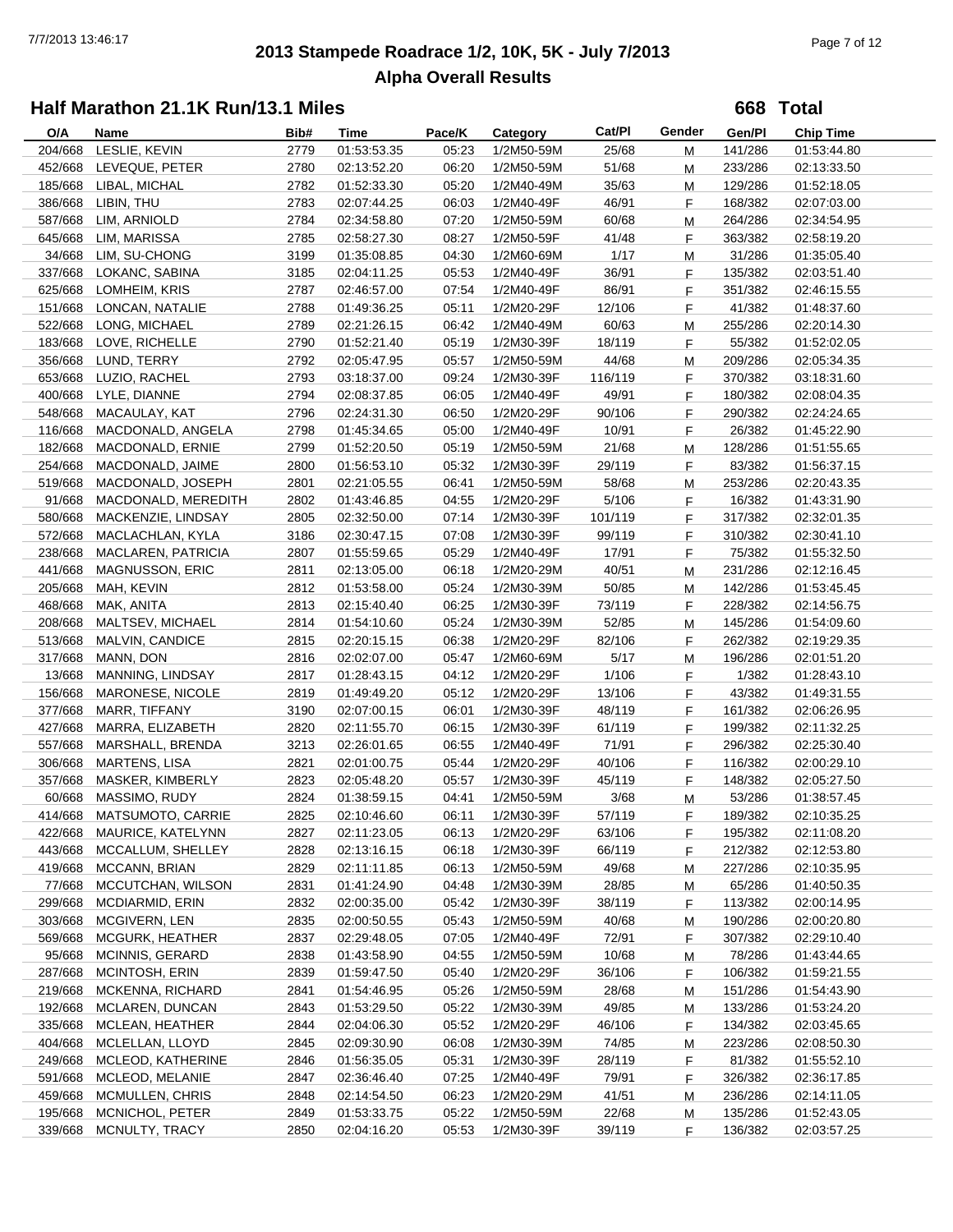# 2013 Stampede Roadrace 1/2, 10K, 5K - July 7/2013

## Alpha Overall Results

### Half Marathon 21.1K Run/13.1 Miles

**668 Total**

| O/A | Name | Bib# | Time | Pace/K | Category | Cat/Pl | Gender | Gen/Pl | Chip Time |
|---|---|---|---|---|---|---|---|---|---|
| 204/668 | LESLIE, KEVIN | 2779 | 01:53:53.35 | 05:23 | 1/2M50-59M | 25/68 | M | 141/286 | 01:53:44.80 |
| 452/668 | LEVEQUE, PETER | 2780 | 02:13:52.20 | 06:20 | 1/2M50-59M | 51/68 | M | 233/286 | 02:13:33.50 |
| 185/668 | LIBAL, MICHAL | 2782 | 01:52:33.30 | 05:20 | 1/2M40-49M | 35/63 | M | 129/286 | 01:52:18.05 |
| 386/668 | LIBIN, THU | 2783 | 02:07:44.25 | 06:03 | 1/2M40-49F | 46/91 | F | 168/382 | 02:07:03.00 |
| 587/668 | LIM, ARNIOLD | 2784 | 02:34:58.80 | 07:20 | 1/2M50-59M | 60/68 | M | 264/286 | 02:34:54.95 |
| 645/668 | LIM, MARISSA | 2785 | 02:58:27.30 | 08:27 | 1/2M50-59F | 41/48 | F | 363/382 | 02:58:19.20 |
| 34/668 | LIM, SU-CHONG | 3199 | 01:35:08.85 | 04:30 | 1/2M60-69M | 1/17 | M | 31/286 | 01:35:05.40 |
| 337/668 | LOKANC, SABINA | 3185 | 02:04:11.25 | 05:53 | 1/2M40-49F | 36/91 | F | 135/382 | 02:03:51.40 |
| 625/668 | LOMHEIM, KRIS | 2787 | 02:46:57.00 | 07:54 | 1/2M40-49F | 86/91 | F | 351/382 | 02:46:15.55 |
| 151/668 | LONCAN, NATALIE | 2788 | 01:49:36.25 | 05:11 | 1/2M20-29F | 12/106 | F | 41/382 | 01:48:37.60 |
| 522/668 | LONG, MICHAEL | 2789 | 02:21:26.15 | 06:42 | 1/2M40-49M | 60/63 | M | 255/286 | 02:20:14.30 |
| 183/668 | LOVE, RICHELLE | 2790 | 01:52:21.40 | 05:19 | 1/2M30-39F | 18/119 | F | 55/382 | 01:52:02.05 |
| 356/668 | LUND, TERRY | 2792 | 02:05:47.95 | 05:57 | 1/2M50-59M | 44/68 | M | 209/286 | 02:05:34.35 |
| 653/668 | LUZIO, RACHEL | 2793 | 03:18:37.00 | 09:24 | 1/2M30-39F | 116/119 | F | 370/382 | 03:18:31.60 |
| 400/668 | LYLE, DIANNE | 2794 | 02:08:37.85 | 06:05 | 1/2M40-49F | 49/91 | F | 180/382 | 02:08:04.35 |
| 548/668 | MACAULAY, KAT | 2796 | 02:24:31.30 | 06:50 | 1/2M20-29F | 90/106 | F | 290/382 | 02:24:24.65 |
| 116/668 | MACDONALD, ANGELA | 2798 | 01:45:34.65 | 05:00 | 1/2M40-49F | 10/91 | F | 26/382 | 01:45:22.90 |
| 182/668 | MACDONALD, ERNIE | 2799 | 01:52:20.50 | 05:19 | 1/2M50-59M | 21/68 | M | 128/286 | 01:51:55.65 |
| 254/668 | MACDONALD, JAIME | 2800 | 01:56:53.10 | 05:32 | 1/2M30-39F | 29/119 | F | 83/382 | 01:56:37.15 |
| 519/668 | MACDONALD, JOSEPH | 2801 | 02:21:05.55 | 06:41 | 1/2M50-59M | 58/68 | M | 253/286 | 02:20:43.35 |
| 91/668 | MACDONALD, MEREDITH | 2802 | 01:43:46.85 | 04:55 | 1/2M20-29F | 5/106 | F | 16/382 | 01:43:31.90 |
| 580/668 | MACKENZIE, LINDSAY | 2805 | 02:32:50.00 | 07:14 | 1/2M30-39F | 101/119 | F | 317/382 | 02:32:01.35 |
| 572/668 | MACLACHLAN, KYLA | 3186 | 02:30:47.15 | 07:08 | 1/2M30-39F | 99/119 | F | 310/382 | 02:30:41.10 |
| 238/668 | MACLAREN, PATRICIA | 2807 | 01:55:59.65 | 05:29 | 1/2M40-49F | 17/91 | F | 75/382 | 01:55:32.50 |
| 441/668 | MAGNUSSON, ERIC | 2811 | 02:13:05.00 | 06:18 | 1/2M20-29M | 40/51 | M | 231/286 | 02:12:16.45 |
| 205/668 | MAH, KEVIN | 2812 | 01:53:58.00 | 05:24 | 1/2M30-39M | 50/85 | M | 142/286 | 01:53:45.45 |
| 468/668 | MAK, ANITA | 2813 | 02:15:40.40 | 06:25 | 1/2M30-39F | 73/119 | F | 228/382 | 02:14:56.75 |
| 208/668 | MALTSEV, MICHAEL | 2814 | 01:54:10.60 | 05:24 | 1/2M30-39M | 52/85 | M | 145/286 | 01:54:09.60 |
| 513/668 | MALVIN, CANDICE | 2815 | 02:20:15.15 | 06:38 | 1/2M20-29F | 82/106 | F | 262/382 | 02:19:29.35 |
| 317/668 | MANN, DON | 2816 | 02:02:07.00 | 05:47 | 1/2M60-69M | 5/17 | M | 196/286 | 02:01:51.20 |
| 13/668 | MANNING, LINDSAY | 2817 | 01:28:43.15 | 04:12 | 1/2M20-29F | 1/106 | F | 1/382 | 01:28:43.10 |
| 156/668 | MARONESE, NICOLE | 2819 | 01:49:49.20 | 05:12 | 1/2M20-29F | 13/106 | F | 43/382 | 01:49:31.55 |
| 377/668 | MARR, TIFFANY | 3190 | 02:07:00.15 | 06:01 | 1/2M30-39F | 48/119 | F | 161/382 | 02:06:26.95 |
| 427/668 | MARRA, ELIZABETH | 2820 | 02:11:55.70 | 06:15 | 1/2M30-39F | 61/119 | F | 199/382 | 02:11:32.25 |
| 557/668 | MARSHALL, BRENDA | 3213 | 02:26:01.65 | 06:55 | 1/2M40-49F | 71/91 | F | 296/382 | 02:25:30.40 |
| 306/668 | MARTENS, LISA | 2821 | 02:01:00.75 | 05:44 | 1/2M20-29F | 40/106 | F | 116/382 | 02:00:29.10 |
| 357/668 | MASKER, KIMBERLY | 2823 | 02:05:48.20 | 05:57 | 1/2M30-39F | 45/119 | F | 148/382 | 02:05:27.50 |
| 60/668 | MASSIMO, RUDY | 2824 | 01:38:59.15 | 04:41 | 1/2M50-59M | 3/68 | M | 53/286 | 01:38:57.45 |
| 414/668 | MATSUMOTO, CARRIE | 2825 | 02:10:46.60 | 06:11 | 1/2M30-39F | 57/119 | F | 189/382 | 02:10:35.25 |
| 422/668 | MAURICE, KATELYNN | 2827 | 02:11:23.05 | 06:13 | 1/2M20-29F | 63/106 | F | 195/382 | 02:11:08.20 |
| 443/668 | MCCALLUM, SHELLEY | 2828 | 02:13:16.15 | 06:18 | 1/2M30-39F | 66/119 | F | 212/382 | 02:12:53.80 |
| 419/668 | MCCANN, BRIAN | 2829 | 02:11:11.85 | 06:13 | 1/2M50-59M | 49/68 | M | 227/286 | 02:10:35.95 |
| 77/668 | MCCUTCHAN, WILSON | 2831 | 01:41:24.90 | 04:48 | 1/2M30-39M | 28/85 | M | 65/286 | 01:40:50.35 |
| 299/668 | MCDIARMID, ERIN | 2832 | 02:00:35.00 | 05:42 | 1/2M30-39F | 38/119 | F | 113/382 | 02:00:14.95 |
| 303/668 | MCGIVERN, LEN | 2835 | 02:00:50.55 | 05:43 | 1/2M50-59M | 40/68 | M | 190/286 | 02:00:20.80 |
| 569/668 | MCGURK, HEATHER | 2837 | 02:29:48.05 | 07:05 | 1/2M40-49F | 72/91 | F | 307/382 | 02:29:10.40 |
| 95/668 | MCINNIS, GERARD | 2838 | 01:43:58.90 | 04:55 | 1/2M50-59M | 10/68 | M | 78/286 | 01:43:44.65 |
| 287/668 | MCINTOSH, ERIN | 2839 | 01:59:47.50 | 05:40 | 1/2M20-29F | 36/106 | F | 106/382 | 01:59:21.55 |
| 219/668 | MCKENNA, RICHARD | 2841 | 01:54:46.95 | 05:26 | 1/2M50-59M | 28/68 | M | 151/286 | 01:54:43.90 |
| 192/668 | MCLAREN, DUNCAN | 2843 | 01:53:29.50 | 05:22 | 1/2M30-39M | 49/85 | M | 133/286 | 01:53:24.20 |
| 335/668 | MCLEAN, HEATHER | 2844 | 02:04:06.30 | 05:52 | 1/2M20-29F | 46/106 | F | 134/382 | 02:03:45.65 |
| 404/668 | MCLELLAN, LLOYD | 2845 | 02:09:30.90 | 06:08 | 1/2M30-39M | 74/85 | M | 223/286 | 02:08:50.30 |
| 249/668 | MCLEOD, KATHERINE | 2846 | 01:56:35.05 | 05:31 | 1/2M30-39F | 28/119 | F | 81/382 | 01:55:52.10 |
| 591/668 | MCLEOD, MELANIE | 2847 | 02:36:46.40 | 07:25 | 1/2M40-49F | 79/91 | F | 326/382 | 02:36:17.85 |
| 459/668 | MCMULLEN, CHRIS | 2848 | 02:14:54.50 | 06:23 | 1/2M20-29M | 41/51 | M | 236/286 | 02:14:11.05 |
| 195/668 | MCNICHOL, PETER | 2849 | 01:53:33.75 | 05:22 | 1/2M50-59M | 22/68 | M | 135/286 | 01:52:43.05 |
| 339/668 | MCNULTY, TRACY | 2850 | 02:04:16.20 | 05:53 | 1/2M30-39F | 39/119 | F | 136/382 | 02:03:57.25 |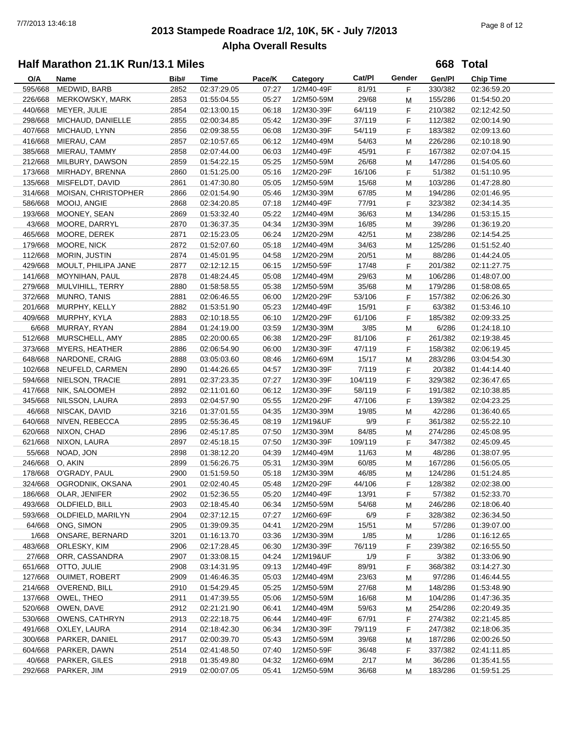## 2013 Stampede Roadrace 1/2, 10K, 5K - July 7/2013

## Alpha Overall Results

### Half Marathon 21.1K Run/13.1 Miles

**668 Total**

| O/A | Name | Bib# | Time | Pace/K | Category | Cat/Pl | Gender | Gen/Pl | Chip Time |
|---|---|---|---|---|---|---|---|---|---|
| 595/668 | MEDWID, BARB | 2852 | 02:37:29.05 | 07:27 | 1/2M40-49F | 81/91 | F | 330/382 | 02:36:59.20 |
| 226/668 | MERKOWSKY, MARK | 2853 | 01:55:04.55 | 05:27 | 1/2M50-59M | 29/68 | M | 155/286 | 01:54:50.20 |
| 440/668 | MEYER, JULIE | 2854 | 02:13:00.15 | 06:18 | 1/2M30-39F | 64/119 | F | 210/382 | 02:12:42.50 |
| 298/668 | MICHAUD, DANIELLE | 2855 | 02:00:34.85 | 05:42 | 1/2M30-39F | 37/119 | F | 112/382 | 02:00:14.90 |
| 407/668 | MICHAUD, LYNN | 2856 | 02:09:38.55 | 06:08 | 1/2M30-39F | 54/119 | F | 183/382 | 02:09:13.60 |
| 416/668 | MIERAU, CAM | 2857 | 02:10:57.65 | 06:12 | 1/2M40-49M | 54/63 | M | 226/286 | 02:10:18.90 |
| 385/668 | MIERAU, TAMMY | 2858 | 02:07:44.00 | 06:03 | 1/2M40-49F | 45/91 | F | 167/382 | 02:07:04.15 |
| 212/668 | MILBURY, DAWSON | 2859 | 01:54:22.15 | 05:25 | 1/2M50-59M | 26/68 | M | 147/286 | 01:54:05.60 |
| 173/668 | MIRHADY, BRENNA | 2860 | 01:51:25.00 | 05:16 | 1/2M20-29F | 16/106 | F | 51/382 | 01:51:10.95 |
| 135/668 | MISFELDT, DAVID | 2861 | 01:47:30.80 | 05:05 | 1/2M50-59M | 15/68 | M | 103/286 | 01:47:28.80 |
| 314/668 | MOISAN, CHRISTOPHER | 2866 | 02:01:54.90 | 05:46 | 1/2M30-39M | 67/85 | M | 194/286 | 02:01:46.95 |
| 586/668 | MOOIJ, ANGIE | 2868 | 02:34:20.85 | 07:18 | 1/2M40-49F | 77/91 | F | 323/382 | 02:34:14.35 |
| 193/668 | MOONEY, SEAN | 2869 | 01:53:32.40 | 05:22 | 1/2M40-49M | 36/63 | M | 134/286 | 01:53:15.15 |
| 43/668 | MOORE, DARRYL | 2870 | 01:36:37.35 | 04:34 | 1/2M30-39M | 16/85 | M | 39/286 | 01:36:19.20 |
| 465/668 | MOORE, DEREK | 2871 | 02:15:23.05 | 06:24 | 1/2M20-29M | 42/51 | M | 238/286 | 02:14:54.25 |
| 179/668 | MOORE, NICK | 2872 | 01:52:07.60 | 05:18 | 1/2M40-49M | 34/63 | M | 125/286 | 01:51:52.40 |
| 112/668 | MORIN, JUSTIN | 2874 | 01:45:01.95 | 04:58 | 1/2M20-29M | 20/51 | M | 88/286 | 01:44:24.05 |
| 429/668 | MOULT, PHILIPA JANE | 2877 | 02:12:12.15 | 06:15 | 1/2M50-59F | 17/48 | F | 201/382 | 02:11:27.75 |
| 141/668 | MOYNIHAN, PAUL | 2878 | 01:48:24.45 | 05:08 | 1/2M40-49M | 29/63 | M | 106/286 | 01:48:07.00 |
| 279/668 | MULVIHILL, TERRY | 2880 | 01:58:58.55 | 05:38 | 1/2M50-59M | 35/68 | M | 179/286 | 01:58:08.65 |
| 372/668 | MUNRO, TANIS | 2881 | 02:06:46.55 | 06:00 | 1/2M20-29F | 53/106 | F | 157/382 | 02:06:26.30 |
| 201/668 | MURPHY, KELLY | 2882 | 01:53:51.90 | 05:23 | 1/2M40-49F | 15/91 | F | 63/382 | 01:53:46.10 |
| 409/668 | MURPHY, KYLA | 2883 | 02:10:18.55 | 06:10 | 1/2M20-29F | 61/106 | F | 185/382 | 02:09:33.25 |
| 6/668 | MURRAY, RYAN | 2884 | 01:24:19.00 | 03:59 | 1/2M30-39M | 3/85 | M | 6/286 | 01:24:18.10 |
| 512/668 | MURSCHELL, AMY | 2885 | 02:20:00.65 | 06:38 | 1/2M20-29F | 81/106 | F | 261/382 | 02:19:38.45 |
| 373/668 | MYERS, HEATHER | 2886 | 02:06:54.90 | 06:00 | 1/2M30-39F | 47/119 | F | 158/382 | 02:06:19.45 |
| 648/668 | NARDONE, CRAIG | 2888 | 03:05:03.60 | 08:46 | 1/2M60-69M | 15/17 | M | 283/286 | 03:04:54.30 |
| 102/668 | NEUFELD, CARMEN | 2890 | 01:44:26.65 | 04:57 | 1/2M30-39F | 7/119 | F | 20/382 | 01:44:14.40 |
| 594/668 | NIELSON, TRACIE | 2891 | 02:37:23.35 | 07:27 | 1/2M30-39F | 104/119 | F | 329/382 | 02:36:47.65 |
| 417/668 | NIK, SALOOMEH | 2892 | 02:11:01.60 | 06:12 | 1/2M30-39F | 58/119 | F | 191/382 | 02:10:38.85 |
| 345/668 | NILSSON, LAURA | 2893 | 02:04:57.90 | 05:55 | 1/2M20-29F | 47/106 | F | 139/382 | 02:04:23.25 |
| 46/668 | NISCAK, DAVID | 3216 | 01:37:01.55 | 04:35 | 1/2M30-39M | 19/85 | M | 42/286 | 01:36:40.65 |
| 640/668 | NIVEN, REBECCA | 2895 | 02:55:36.45 | 08:19 | 1/2M19&UF | 9/9 | F | 361/382 | 02:55:22.10 |
| 620/668 | NIXON, CHAD | 2896 | 02:45:17.85 | 07:50 | 1/2M30-39M | 84/85 | M | 274/286 | 02:45:08.95 |
| 621/668 | NIXON, LAURA | 2897 | 02:45:18.15 | 07:50 | 1/2M30-39F | 109/119 | F | 347/382 | 02:45:09.45 |
| 55/668 | NOAD, JON | 2898 | 01:38:12.20 | 04:39 | 1/2M40-49M | 11/63 | M | 48/286 | 01:38:07.95 |
| 246/668 | O, AKIN | 2899 | 01:56:26.75 | 05:31 | 1/2M30-39M | 60/85 | M | 167/286 | 01:56:05.05 |
| 178/668 | O'GRADY, PAUL | 2900 | 01:51:59.50 | 05:18 | 1/2M30-39M | 46/85 | M | 124/286 | 01:51:24.85 |
| 324/668 | OGRODNIK, OKSANA | 2901 | 02:02:40.45 | 05:48 | 1/2M20-29F | 44/106 | F | 128/382 | 02:02:38.00 |
| 186/668 | OLAR, JENIFER | 2902 | 01:52:36.55 | 05:20 | 1/2M40-49F | 13/91 | F | 57/382 | 01:52:33.70 |
| 493/668 | OLDFIELD, BILL | 2903 | 02:18:45.40 | 06:34 | 1/2M50-59M | 54/68 | M | 246/286 | 02:18:06.40 |
| 593/668 | OLDFIELD, MARILYN | 2904 | 02:37:12.15 | 07:27 | 1/2M60-69F | 6/9 | F | 328/382 | 02:36:34.50 |
| 64/668 | ONG, SIMON | 2905 | 01:39:09.35 | 04:41 | 1/2M20-29M | 15/51 | M | 57/286 | 01:39:07.00 |
| 1/668 | ONSARE, BERNARD | 3201 | 01:16:13.70 | 03:36 | 1/2M30-39M | 1/85 | M | 1/286 | 01:16:12.65 |
| 483/668 | ORLESKY, KIM | 2906 | 02:17:28.45 | 06:30 | 1/2M30-39F | 76/119 | F | 239/382 | 02:16:55.50 |
| 27/668 | ORR, CASSANDRA | 2907 | 01:33:08.15 | 04:24 | 1/2M19&UF | 1/9 | F | 3/382 | 01:33:06.90 |
| 651/668 | OTTO, JULIE | 2908 | 03:14:31.95 | 09:13 | 1/2M40-49F | 89/91 | F | 368/382 | 03:14:27.30 |
| 127/668 | OUIMET, ROBERT | 2909 | 01:46:46.35 | 05:03 | 1/2M40-49M | 23/63 | M | 97/286 | 01:46:44.55 |
| 214/668 | OVEREND, BILL | 2910 | 01:54:29.45 | 05:25 | 1/2M50-59M | 27/68 | M | 148/286 | 01:53:48.90 |
| 137/668 | OWEL, THEO | 2911 | 01:47:39.55 | 05:06 | 1/2M50-59M | 16/68 | M | 104/286 | 01:47:36.35 |
| 520/668 | OWEN, DAVE | 2912 | 02:21:21.90 | 06:41 | 1/2M40-49M | 59/63 | M | 254/286 | 02:20:49.35 |
| 530/668 | OWENS, CATHRYN | 2913 | 02:22:18.75 | 06:44 | 1/2M40-49F | 67/91 | F | 274/382 | 02:21:45.85 |
| 491/668 | OXLEY, LAURA | 2914 | 02:18:42.30 | 06:34 | 1/2M30-39F | 79/119 | F | 247/382 | 02:18:06.35 |
| 300/668 | PARKER, DANIEL | 2917 | 02:00:39.70 | 05:43 | 1/2M50-59M | 39/68 | M | 187/286 | 02:00:26.50 |
| 604/668 | PARKER, DAWN | 2514 | 02:41:48.50 | 07:40 | 1/2M50-59F | 36/48 | F | 337/382 | 02:41:11.85 |
| 40/668 | PARKER, GILES | 2918 | 01:35:49.80 | 04:32 | 1/2M60-69M | 2/17 | M | 36/286 | 01:35:41.55 |
| 292/668 | PARKER, JIM | 2919 | 02:00:07.05 | 05:41 | 1/2M50-59M | 36/68 | M | 183/286 | 01:59:51.25 |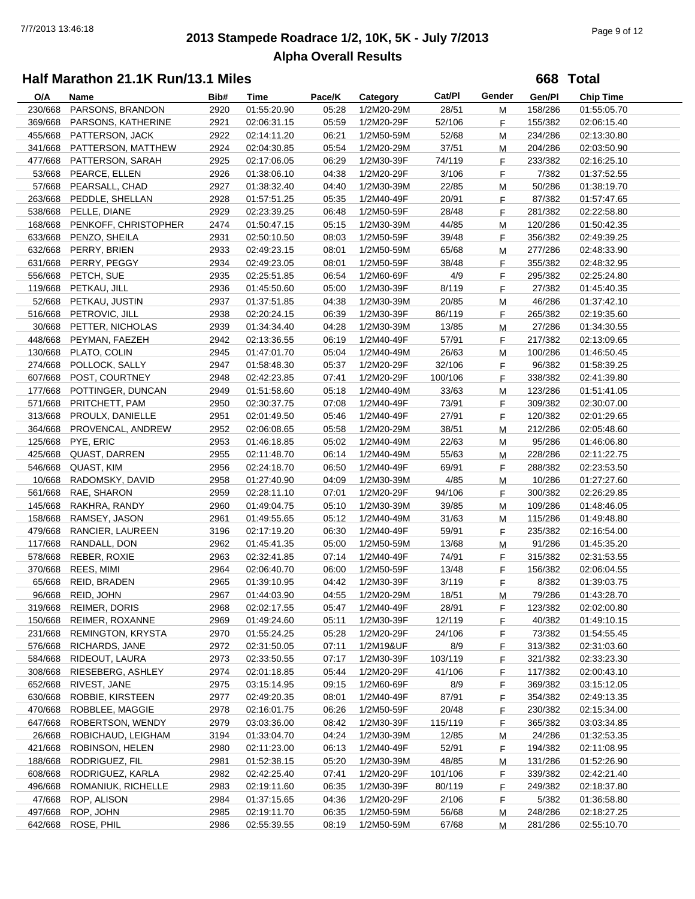# 2013 Stampede Roadrace 1/2, 10K, 5K - July 7/2013

## Alpha Overall Results

### Half Marathon 21.1K Run/13.1 Miles

**668 Total**

| O/A | Name | Bib# | Time | Pace/K | Category | Cat/Pl | Gender | Gen/Pl | Chip Time |
|---|---|---|---|---|---|---|---|---|---|
| 230/668 | PARSONS, BRANDON | 2920 | 01:55:20.90 | 05:28 | 1/2M20-29M | 28/51 | M | 158/286 | 01:55:05.70 |
| 369/668 | PARSONS, KATHERINE | 2921 | 02:06:31.15 | 05:59 | 1/2M20-29F | 52/106 | F | 155/382 | 02:06:15.40 |
| 455/668 | PATTERSON, JACK | 2922 | 02:14:11.20 | 06:21 | 1/2M50-59M | 52/68 | M | 234/286 | 02:13:30.80 |
| 341/668 | PATTERSON, MATTHEW | 2924 | 02:04:30.85 | 05:54 | 1/2M20-29M | 37/51 | M | 204/286 | 02:03:50.90 |
| 477/668 | PATTERSON, SARAH | 2925 | 02:17:06.05 | 06:29 | 1/2M30-39F | 74/119 | F | 233/382 | 02:16:25.10 |
| 53/668 | PEARCE, ELLEN | 2926 | 01:38:06.10 | 04:38 | 1/2M20-29F | 3/106 | F | 7/382 | 01:37:52.55 |
| 57/668 | PEARSALL, CHAD | 2927 | 01:38:32.40 | 04:40 | 1/2M30-39M | 22/85 | M | 50/286 | 01:38:19.70 |
| 263/668 | PEDDLE, SHELLAN | 2928 | 01:57:51.25 | 05:35 | 1/2M40-49F | 20/91 | F | 87/382 | 01:57:47.65 |
| 538/668 | PELLE, DIANE | 2929 | 02:23:39.25 | 06:48 | 1/2M50-59F | 28/48 | F | 281/382 | 02:22:58.80 |
| 168/668 | PENKOFF, CHRISTOPHER | 2474 | 01:50:47.15 | 05:15 | 1/2M30-39M | 44/85 | M | 120/286 | 01:50:42.35 |
| 633/668 | PENZO, SHEILA | 2931 | 02:50:10.50 | 08:03 | 1/2M50-59F | 39/48 | F | 356/382 | 02:49:39.25 |
| 632/668 | PERRY, BRIEN | 2933 | 02:49:23.15 | 08:01 | 1/2M50-59M | 65/68 | M | 277/286 | 02:48:33.90 |
| 631/668 | PERRY, PEGGY | 2934 | 02:49:23.05 | 08:01 | 1/2M50-59F | 38/48 | F | 355/382 | 02:48:32.95 |
| 556/668 | PETCH, SUE | 2935 | 02:25:51.85 | 06:54 | 1/2M60-69F | 4/9 | F | 295/382 | 02:25:24.80 |
| 119/668 | PETKAU, JILL | 2936 | 01:45:50.60 | 05:00 | 1/2M30-39F | 8/119 | F | 27/382 | 01:45:40.35 |
| 52/668 | PETKAU, JUSTIN | 2937 | 01:37:51.85 | 04:38 | 1/2M30-39M | 20/85 | M | 46/286 | 01:37:42.10 |
| 516/668 | PETROVIC, JILL | 2938 | 02:20:24.15 | 06:39 | 1/2M30-39F | 86/119 | F | 265/382 | 02:19:35.60 |
| 30/668 | PETTER, NICHOLAS | 2939 | 01:34:34.40 | 04:28 | 1/2M30-39M | 13/85 | M | 27/286 | 01:34:30.55 |
| 448/668 | PEYMAN, FAEZEH | 2942 | 02:13:36.55 | 06:19 | 1/2M40-49F | 57/91 | F | 217/382 | 02:13:09.65 |
| 130/668 | PLATO, COLIN | 2945 | 01:47:01.70 | 05:04 | 1/2M40-49M | 26/63 | M | 100/286 | 01:46:50.45 |
| 274/668 | POLLOCK, SALLY | 2947 | 01:58:48.30 | 05:37 | 1/2M20-29F | 32/106 | F | 96/382 | 01:58:39.25 |
| 607/668 | POST, COURTNEY | 2948 | 02:42:23.85 | 07:41 | 1/2M20-29F | 100/106 | F | 338/382 | 02:41:39.80 |
| 177/668 | POTTINGER, DUNCAN | 2949 | 01:51:58.60 | 05:18 | 1/2M40-49M | 33/63 | M | 123/286 | 01:51:41.05 |
| 571/668 | PRITCHETT, PAM | 2950 | 02:30:37.75 | 07:08 | 1/2M40-49F | 73/91 | F | 309/382 | 02:30:07.00 |
| 313/668 | PROULX, DANIELLE | 2951 | 02:01:49.50 | 05:46 | 1/2M40-49F | 27/91 | F | 120/382 | 02:01:29.65 |
| 364/668 | PROVENCAL, ANDREW | 2952 | 02:06:08.65 | 05:58 | 1/2M20-29M | 38/51 | M | 212/286 | 02:05:48.60 |
| 125/668 | PYE, ERIC | 2953 | 01:46:18.85 | 05:02 | 1/2M40-49M | 22/63 | M | 95/286 | 01:46:06.80 |
| 425/668 | QUAST, DARREN | 2955 | 02:11:48.70 | 06:14 | 1/2M40-49M | 55/63 | M | 228/286 | 02:11:22.75 |
| 546/668 | QUAST, KIM | 2956 | 02:24:18.70 | 06:50 | 1/2M40-49F | 69/91 | F | 288/382 | 02:23:53.50 |
| 10/668 | RADOMSKY, DAVID | 2958 | 01:27:40.90 | 04:09 | 1/2M30-39M | 4/85 | M | 10/286 | 01:27:27.60 |
| 561/668 | RAE, SHARON | 2959 | 02:28:11.10 | 07:01 | 1/2M20-29F | 94/106 | F | 300/382 | 02:26:29.85 |
| 145/668 | RAKHRA, RANDY | 2960 | 01:49:04.75 | 05:10 | 1/2M30-39M | 39/85 | M | 109/286 | 01:48:46.05 |
| 158/668 | RAMSEY, JASON | 2961 | 01:49:55.65 | 05:12 | 1/2M40-49M | 31/63 | M | 115/286 | 01:49:48.80 |
| 479/668 | RANCIER, LAUREEN | 3196 | 02:17:19.20 | 06:30 | 1/2M40-49F | 59/91 | F | 235/382 | 02:16:54.00 |
| 117/668 | RANDALL, DON | 2962 | 01:45:41.35 | 05:00 | 1/2M50-59M | 13/68 | M | 91/286 | 01:45:35.20 |
| 578/668 | REBER, ROXIE | 2963 | 02:32:41.85 | 07:14 | 1/2M40-49F | 74/91 | F | 315/382 | 02:31:53.55 |
| 370/668 | REES, MIMI | 2964 | 02:06:40.70 | 06:00 | 1/2M50-59F | 13/48 | F | 156/382 | 02:06:04.55 |
| 65/668 | REID, BRADEN | 2965 | 01:39:10.95 | 04:42 | 1/2M30-39F | 3/119 | F | 8/382 | 01:39:03.75 |
| 96/668 | REID, JOHN | 2967 | 01:44:03.90 | 04:55 | 1/2M20-29M | 18/51 | M | 79/286 | 01:43:28.70 |
| 319/668 | REIMER, DORIS | 2968 | 02:02:17.55 | 05:47 | 1/2M40-49F | 28/91 | F | 123/382 | 02:02:00.80 |
| 150/668 | REIMER, ROXANNE | 2969 | 01:49:24.60 | 05:11 | 1/2M30-39F | 12/119 | F | 40/382 | 01:49:10.15 |
| 231/668 | REMINGTON, KRYSTA | 2970 | 01:55:24.25 | 05:28 | 1/2M20-29F | 24/106 | F | 73/382 | 01:54:55.45 |
| 576/668 | RICHARDS, JANE | 2972 | 02:31:50.05 | 07:11 | 1/2M19&UF | 8/9 | F | 313/382 | 02:31:03.60 |
| 584/668 | RIDEOUT, LAURA | 2973 | 02:33:50.55 | 07:17 | 1/2M30-39F | 103/119 | F | 321/382 | 02:33:23.30 |
| 308/668 | RIESEBERG, ASHLEY | 2974 | 02:01:18.85 | 05:44 | 1/2M20-29F | 41/106 | F | 117/382 | 02:00:43.10 |
| 652/668 | RIVEST, JANE | 2975 | 03:15:14.95 | 09:15 | 1/2M60-69F | 8/9 | F | 369/382 | 03:15:12.05 |
| 630/668 | ROBBIE, KIRSTEEN | 2977 | 02:49:20.35 | 08:01 | 1/2M40-49F | 87/91 | F | 354/382 | 02:49:13.35 |
| 470/668 | ROBBLEE, MAGGIE | 2978 | 02:16:01.75 | 06:26 | 1/2M50-59F | 20/48 | F | 230/382 | 02:15:34.00 |
| 647/668 | ROBERTSON, WENDY | 2979 | 03:03:36.00 | 08:42 | 1/2M30-39F | 115/119 | F | 365/382 | 03:03:34.85 |
| 26/668 | ROBICHAUD, LEIGHAM | 3194 | 01:33:04.70 | 04:24 | 1/2M30-39M | 12/85 | M | 24/286 | 01:32:53.35 |
| 421/668 | ROBINSON, HELEN | 2980 | 02:11:23.00 | 06:13 | 1/2M40-49F | 52/91 | F | 194/382 | 02:11:08.95 |
| 188/668 | RODRIGUEZ, FIL | 2981 | 01:52:38.15 | 05:20 | 1/2M30-39M | 48/85 | M | 131/286 | 01:52:26.90 |
| 608/668 | RODRIGUEZ, KARLA | 2982 | 02:42:25.40 | 07:41 | 1/2M20-29F | 101/106 | F | 339/382 | 02:42:21.40 |
| 496/668 | ROMANIUK, RICHELLE | 2983 | 02:19:11.60 | 06:35 | 1/2M30-39F | 80/119 | F | 249/382 | 02:18:37.80 |
| 47/668 | ROP, ALISON | 2984 | 01:37:15.65 | 04:36 | 1/2M20-29F | 2/106 | F | 5/382 | 01:36:58.80 |
| 497/668 | ROP, JOHN | 2985 | 02:19:11.70 | 06:35 | 1/2M50-59M | 56/68 | M | 248/286 | 02:18:27.25 |
| 642/668 | ROSE, PHIL | 2986 | 02:55:39.55 | 08:19 | 1/2M50-59M | 67/68 | M | 281/286 | 02:55:10.70 |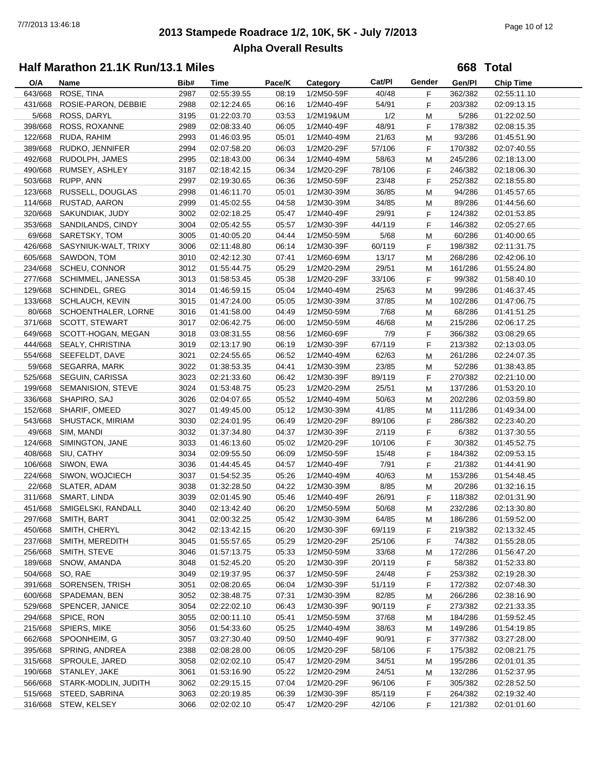# 2013 Stampede Roadrace 1/2, 10K, 5K - July 7/2013

## Alpha Overall Results

### Half Marathon 21.1K Run/13.1 Miles

**668 Total**

| O/A | Name | Bib# | Time | Pace/K | Category | Cat/Pl | Gender | Gen/Pl | Chip Time |
|---|---|---|---|---|---|---|---|---|---|
| 643/668 | ROSE, TINA | 2987 | 02:55:39.55 | 08:19 | 1/2M50-59F | 40/48 | F | 362/382 | 02:55:11.10 |
| 431/668 | ROSIE-PARON, DEBBIE | 2988 | 02:12:24.65 | 06:16 | 1/2M40-49F | 54/91 | F | 203/382 | 02:09:13.15 |
| 5/668 | ROSS, DARYL | 3195 | 01:22:03.70 | 03:53 | 1/2M19&UM | 1/2 | M | 5/286 | 01:22:02.50 |
| 398/668 | ROSS, ROXANNE | 2989 | 02:08:33.40 | 06:05 | 1/2M40-49F | 48/91 | F | 178/382 | 02:08:15.35 |
| 122/668 | RUDA, RAHIM | 2993 | 01:46:03.95 | 05:01 | 1/2M40-49M | 21/63 | M | 93/286 | 01:45:51.90 |
| 389/668 | RUDKO, JENNIFER | 2994 | 02:07:58.20 | 06:03 | 1/2M20-29F | 57/106 | F | 170/382 | 02:07:40.55 |
| 492/668 | RUDOLPH, JAMES | 2995 | 02:18:43.00 | 06:34 | 1/2M40-49M | 58/63 | M | 245/286 | 02:18:13.00 |
| 490/668 | RUMSEY, ASHLEY | 3187 | 02:18:42.15 | 06:34 | 1/2M20-29F | 78/106 | F | 246/382 | 02:18:06.30 |
| 503/668 | RUPP, ANN | 2997 | 02:19:30.65 | 06:36 | 1/2M50-59F | 23/48 | F | 252/382 | 02:18:55.80 |
| 123/668 | RUSSELL, DOUGLAS | 2998 | 01:46:11.70 | 05:01 | 1/2M30-39M | 36/85 | M | 94/286 | 01:45:57.65 |
| 114/668 | RUSTAD, AARON | 2999 | 01:45:02.55 | 04:58 | 1/2M30-39M | 34/85 | M | 89/286 | 01:44:56.60 |
| 320/668 | SAKUNDIAK, JUDY | 3002 | 02:02:18.25 | 05:47 | 1/2M40-49F | 29/91 | F | 124/382 | 02:01:53.85 |
| 353/668 | SANDILANDS, CINDY | 3004 | 02:05:42.55 | 05:57 | 1/2M30-39F | 44/119 | F | 146/382 | 02:05:27.65 |
| 69/668 | SARETSKY, TOM | 3005 | 01:40:05.20 | 04:44 | 1/2M50-59M | 5/68 | M | 60/286 | 01:40:00.65 |
| 426/668 | SASYNIUK-WALT, TRIXY | 3006 | 02:11:48.80 | 06:14 | 1/2M30-39F | 60/119 | F | 198/382 | 02:11:31.75 |
| 605/668 | SAWDON, TOM | 3010 | 02:42:12.30 | 07:41 | 1/2M60-69M | 13/17 | M | 268/286 | 02:42:06.10 |
| 234/668 | SCHEU, CONNOR | 3012 | 01:55:44.75 | 05:29 | 1/2M20-29M | 29/51 | M | 161/286 | 01:55:24.80 |
| 277/668 | SCHIMMEL, JANESSA | 3013 | 01:58:53.45 | 05:38 | 1/2M20-29F | 33/106 | F | 99/382 | 01:58:40.10 |
| 129/668 | SCHINDEL, GREG | 3014 | 01:46:59.15 | 05:04 | 1/2M40-49M | 25/63 | M | 99/286 | 01:46:37.45 |
| 133/668 | SCHLAUCH, KEVIN | 3015 | 01:47:24.00 | 05:05 | 1/2M30-39M | 37/85 | M | 102/286 | 01:47:06.75 |
| 80/668 | SCHOENTHALER, LORNE | 3016 | 01:41:58.00 | 04:49 | 1/2M50-59M | 7/68 | M | 68/286 | 01:41:51.25 |
| 371/668 | SCOTT, STEWART | 3017 | 02:06:42.75 | 06:00 | 1/2M50-59M | 46/68 | M | 215/286 | 02:06:17.25 |
| 649/668 | SCOTT-HOGAN, MEGAN | 3018 | 03:08:31.55 | 08:56 | 1/2M60-69F | 7/9 | F | 366/382 | 03:08:29.65 |
| 444/668 | SEALY, CHRISTINA | 3019 | 02:13:17.90 | 06:19 | 1/2M30-39F | 67/119 | F | 213/382 | 02:13:03.05 |
| 554/668 | SEEFELDT, DAVE | 3021 | 02:24:55.65 | 06:52 | 1/2M40-49M | 62/63 | M | 261/286 | 02:24:07.35 |
| 59/668 | SEGARRA, MARK | 3022 | 01:38:53.35 | 04:41 | 1/2M30-39M | 23/85 | M | 52/286 | 01:38:43.85 |
| 525/668 | SEGUIN, CARISSA | 3023 | 02:21:33.60 | 06:42 | 1/2M30-39F | 89/119 | F | 270/382 | 02:21:10.00 |
| 199/668 | SEMANISION, STEVE | 3024 | 01:53:48.75 | 05:23 | 1/2M20-29M | 25/51 | M | 137/286 | 01:53:20.10 |
| 336/668 | SHAPIRO, SAJ | 3026 | 02:04:07.65 | 05:52 | 1/2M40-49M | 50/63 | M | 202/286 | 02:03:59.80 |
| 152/668 | SHARIF, OMEED | 3027 | 01:49:45.00 | 05:12 | 1/2M30-39M | 41/85 | M | 111/286 | 01:49:34.00 |
| 543/668 | SHUSTACK, MIRIAM | 3030 | 02:24:01.95 | 06:49 | 1/2M20-29F | 89/106 | F | 286/382 | 02:23:40.20 |
| 49/668 | SIM, MANDI | 3032 | 01:37:34.80 | 04:37 | 1/2M30-39F | 2/119 | F | 6/382 | 01:37:30.55 |
| 124/668 | SIMINGTON, JANE | 3033 | 01:46:13.60 | 05:02 | 1/2M20-29F | 10/106 | F | 30/382 | 01:45:52.75 |
| 408/668 | SIU, CATHY | 3034 | 02:09:55.50 | 06:09 | 1/2M50-59F | 15/48 | F | 184/382 | 02:09:53.15 |
| 106/668 | SIWON, EWA | 3036 | 01:44:45.45 | 04:57 | 1/2M40-49F | 7/91 | F | 21/382 | 01:44:41.90 |
| 224/668 | SIWON, WOJCIECH | 3037 | 01:54:52.35 | 05:26 | 1/2M40-49M | 40/63 | M | 153/286 | 01:54:48.45 |
| 22/668 | SLATER, ADAM | 3038 | 01:32:28.50 | 04:22 | 1/2M30-39M | 8/85 | M | 20/286 | 01:32:16.15 |
| 311/668 | SMART, LINDA | 3039 | 02:01:45.90 | 05:46 | 1/2M40-49F | 26/91 | F | 118/382 | 02:01:31.90 |
| 451/668 | SMIGELSKI, RANDALL | 3040 | 02:13:42.40 | 06:20 | 1/2M50-59M | 50/68 | M | 232/286 | 02:13:30.80 |
| 297/668 | SMITH, BART | 3041 | 02:00:32.25 | 05:42 | 1/2M30-39M | 64/85 | M | 186/286 | 01:59:52.00 |
| 450/668 | SMITH, CHERYL | 3042 | 02:13:42.15 | 06:20 | 1/2M30-39F | 69/119 | F | 219/382 | 02:13:32.45 |
| 237/668 | SMITH, MEREDITH | 3045 | 01:55:57.65 | 05:29 | 1/2M20-29F | 25/106 | F | 74/382 | 01:55:28.05 |
| 256/668 | SMITH, STEVE | 3046 | 01:57:13.75 | 05:33 | 1/2M50-59M | 33/68 | M | 172/286 | 01:56:47.20 |
| 189/668 | SNOW, AMANDA | 3048 | 01:52:45.20 | 05:20 | 1/2M30-39F | 20/119 | F | 58/382 | 01:52:33.80 |
| 504/668 | SO, RAE | 3049 | 02:19:37.95 | 06:37 | 1/2M50-59F | 24/48 | F | 253/382 | 02:19:28.30 |
| 391/668 | SORENSEN, TRISH | 3051 | 02:08:20.65 | 06:04 | 1/2M30-39F | 51/119 | F | 172/382 | 02:07:48.30 |
| 600/668 | SPADEMAN, BEN | 3052 | 02:38:48.75 | 07:31 | 1/2M30-39M | 82/85 | M | 266/286 | 02:38:16.90 |
| 529/668 | SPENCER, JANICE | 3054 | 02:22:02.10 | 06:43 | 1/2M30-39F | 90/119 | F | 273/382 | 02:21:33.35 |
| 294/668 | SPICE, RON | 3055 | 02:00:11.10 | 05:41 | 1/2M50-59M | 37/68 | M | 184/286 | 01:59:52.45 |
| 215/668 | SPIERS, MIKE | 3056 | 01:54:33.60 | 05:25 | 1/2M40-49M | 38/63 | M | 149/286 | 01:54:19.85 |
| 662/668 | SPOONHEIM, G | 3057 | 03:27:30.40 | 09:50 | 1/2M40-49F | 90/91 | F | 377/382 | 03:27:28.00 |
| 395/668 | SPRING, ANDREA | 2388 | 02:08:28.00 | 06:05 | 1/2M20-29F | 58/106 | F | 175/382 | 02:08:21.75 |
| 315/668 | SPROULE, JARED | 3058 | 02:02:02.10 | 05:47 | 1/2M20-29M | 34/51 | M | 195/286 | 02:01:01.35 |
| 190/668 | STANLEY, JAKE | 3061 | 01:53:16.90 | 05:22 | 1/2M20-29M | 24/51 | M | 132/286 | 01:52:37.95 |
| 566/668 | STARK-MODLIN, JUDITH | 3062 | 02:29:15.15 | 07:04 | 1/2M20-29F | 96/106 | F | 305/382 | 02:28:52.50 |
| 515/668 | STEED, SABRINA | 3063 | 02:20:19.85 | 06:39 | 1/2M30-39F | 85/119 | F | 264/382 | 02:19:32.40 |
| 316/668 | STEW, KELSEY | 3066 | 02:02:02.10 | 05:47 | 1/2M20-29F | 42/106 | F | 121/382 | 02:01:01.60 |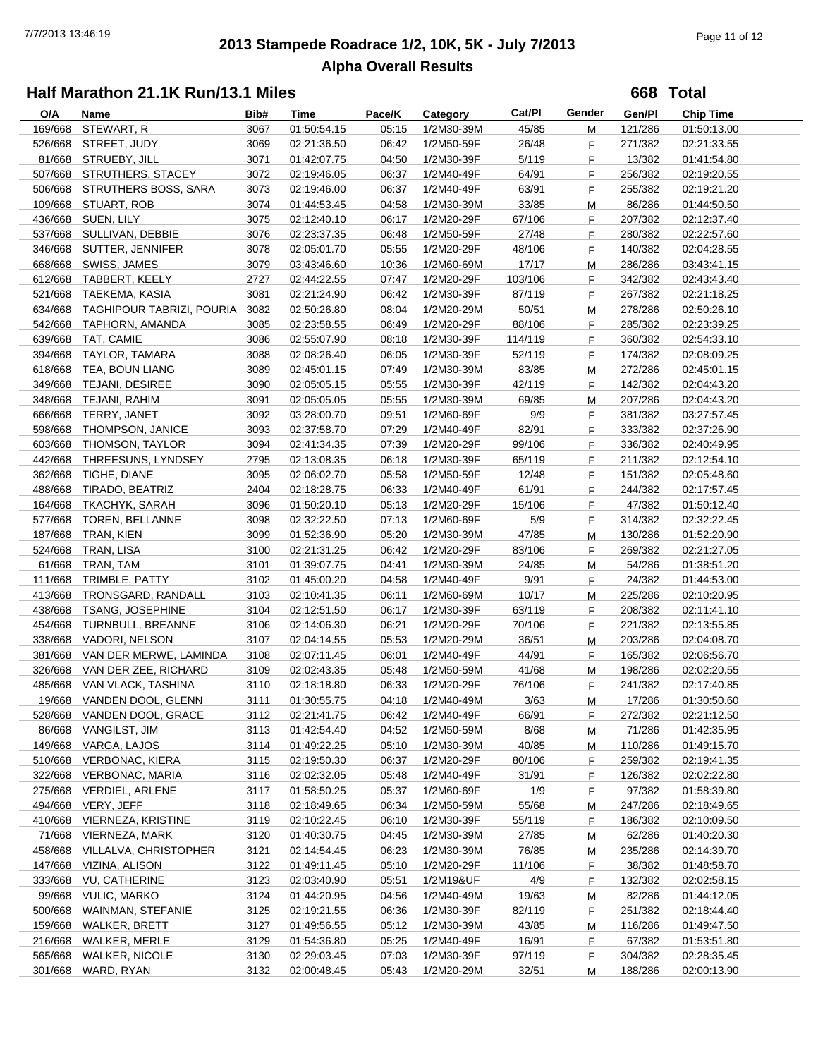# 2013 Stampede Roadrace 1/2, 10K, 5K - July 7/2013

## Alpha Overall Results

### Half Marathon 21.1K Run/13.1 Miles

**668 Total**

| O/A | Name | Bib# | Time | Pace/K | Category | Cat/Pl | Gender | Gen/Pl | Chip Time |
|---|---|---|---|---|---|---|---|---|---|
| 169/668 | STEWART, R | 3067 | 01:50:54.15 | 05:15 | 1/2M30-39M | 45/85 | M | 121/286 | 01:50:13.00 |
| 526/668 | STREET, JUDY | 3069 | 02:21:36.50 | 06:42 | 1/2M50-59F | 26/48 | F | 271/382 | 02:21:33.55 |
| 81/668 | STRUEBY, JILL | 3071 | 01:42:07.75 | 04:50 | 1/2M30-39F | 5/119 | F | 13/382 | 01:41:54.80 |
| 507/668 | STRUTHERS, STACEY | 3072 | 02:19:46.05 | 06:37 | 1/2M40-49F | 64/91 | F | 256/382 | 02:19:20.55 |
| 506/668 | STRUTHERS BOSS, SARA | 3073 | 02:19:46.00 | 06:37 | 1/2M40-49F | 63/91 | F | 255/382 | 02:19:21.20 |
| 109/668 | STUART, ROB | 3074 | 01:44:53.45 | 04:58 | 1/2M30-39M | 33/85 | M | 86/286 | 01:44:50.50 |
| 436/668 | SUEN, LILY | 3075 | 02:12:40.10 | 06:17 | 1/2M20-29F | 67/106 | F | 207/382 | 02:12:37.40 |
| 537/668 | SULLIVAN, DEBBIE | 3076 | 02:23:37.35 | 06:48 | 1/2M50-59F | 27/48 | F | 280/382 | 02:22:57.60 |
| 346/668 | SUTTER, JENNIFER | 3078 | 02:05:01.70 | 05:55 | 1/2M20-29F | 48/106 | F | 140/382 | 02:04:28.55 |
| 668/668 | SWISS, JAMES | 3079 | 03:43:46.60 | 10:36 | 1/2M60-69M | 17/17 | M | 286/286 | 03:43:41.15 |
| 612/668 | TABBERT, KEELY | 2727 | 02:44:22.55 | 07:47 | 1/2M20-29F | 103/106 | F | 342/382 | 02:43:43.40 |
| 521/668 | TAEKEMA, KASIA | 3081 | 02:21:24.90 | 06:42 | 1/2M30-39F | 87/119 | F | 267/382 | 02:21:18.25 |
| 634/668 | TAGHIPOUR TABRIZI, POURIA | 3082 | 02:50:26.80 | 08:04 | 1/2M20-29M | 50/51 | M | 278/286 | 02:50:26.10 |
| 542/668 | TAPHORN, AMANDA | 3085 | 02:23:58.55 | 06:49 | 1/2M20-29F | 88/106 | F | 285/382 | 02:23:39.25 |
| 639/668 | TAT, CAMIE | 3086 | 02:55:07.90 | 08:18 | 1/2M30-39F | 114/119 | F | 360/382 | 02:54:33.10 |
| 394/668 | TAYLOR, TAMARA | 3088 | 02:08:26.40 | 06:05 | 1/2M30-39F | 52/119 | F | 174/382 | 02:08:09.25 |
| 618/668 | TEA, BOUN LIANG | 3089 | 02:45:01.15 | 07:49 | 1/2M30-39M | 83/85 | M | 272/286 | 02:45:01.15 |
| 349/668 | TEJANI, DESIREE | 3090 | 02:05:05.15 | 05:55 | 1/2M30-39F | 42/119 | F | 142/382 | 02:04:43.20 |
| 348/668 | TEJANI, RAHIM | 3091 | 02:05:05.05 | 05:55 | 1/2M30-39M | 69/85 | M | 207/286 | 02:04:43.20 |
| 666/668 | TERRY, JANET | 3092 | 03:28:00.70 | 09:51 | 1/2M60-69F | 9/9 | F | 381/382 | 03:27:57.45 |
| 598/668 | THOMPSON, JANICE | 3093 | 02:37:58.70 | 07:29 | 1/2M40-49F | 82/91 | F | 333/382 | 02:37:26.90 |
| 603/668 | THOMSON, TAYLOR | 3094 | 02:41:34.35 | 07:39 | 1/2M20-29F | 99/106 | F | 336/382 | 02:40:49.95 |
| 442/668 | THREESUNS, LYNDSEY | 2795 | 02:13:08.35 | 06:18 | 1/2M30-39F | 65/119 | F | 211/382 | 02:12:54.10 |
| 362/668 | TIGHE, DIANE | 3095 | 02:06:02.70 | 05:58 | 1/2M50-59F | 12/48 | F | 151/382 | 02:05:48.60 |
| 488/668 | TIRADO, BEATRIZ | 2404 | 02:18:28.75 | 06:33 | 1/2M40-49F | 61/91 | F | 244/382 | 02:17:57.45 |
| 164/668 | TKACHYK, SARAH | 3096 | 01:50:20.10 | 05:13 | 1/2M20-29F | 15/106 | F | 47/382 | 01:50:12.40 |
| 577/668 | TOREN, BELLANNE | 3098 | 02:32:22.50 | 07:13 | 1/2M60-69F | 5/9 | F | 314/382 | 02:32:22.45 |
| 187/668 | TRAN, KIEN | 3099 | 01:52:36.90 | 05:20 | 1/2M30-39M | 47/85 | M | 130/286 | 01:52:20.90 |
| 524/668 | TRAN, LISA | 3100 | 02:21:31.25 | 06:42 | 1/2M20-29F | 83/106 | F | 269/382 | 02:21:27.05 |
| 61/668 | TRAN, TAM | 3101 | 01:39:07.75 | 04:41 | 1/2M30-39M | 24/85 | M | 54/286 | 01:38:51.20 |
| 111/668 | TRIMBLE, PATTY | 3102 | 01:45:00.20 | 04:58 | 1/2M40-49F | 9/91 | F | 24/382 | 01:44:53.00 |
| 413/668 | TRONSGARD, RANDALL | 3103 | 02:10:41.35 | 06:11 | 1/2M60-69M | 10/17 | M | 225/286 | 02:10:20.95 |
| 438/668 | TSANG, JOSEPHINE | 3104 | 02:12:51.50 | 06:17 | 1/2M30-39F | 63/119 | F | 208/382 | 02:11:41.10 |
| 454/668 | TURNBULL, BREANNE | 3106 | 02:14:06.30 | 06:21 | 1/2M20-29F | 70/106 | F | 221/382 | 02:13:55.85 |
| 338/668 | VADORI, NELSON | 3107 | 02:04:14.55 | 05:53 | 1/2M20-29M | 36/51 | M | 203/286 | 02:04:08.70 |
| 381/668 | VAN DER MERWE, LAMINDA | 3108 | 02:07:11.45 | 06:01 | 1/2M40-49F | 44/91 | F | 165/382 | 02:06:56.70 |
| 326/668 | VAN DER ZEE, RICHARD | 3109 | 02:02:43.35 | 05:48 | 1/2M50-59M | 41/68 | M | 198/286 | 02:02:20.55 |
| 485/668 | VAN VLACK, TASHINA | 3110 | 02:18:18.80 | 06:33 | 1/2M20-29F | 76/106 | F | 241/382 | 02:17:40.85 |
| 19/668 | VANDEN DOOL, GLENN | 3111 | 01:30:55.75 | 04:18 | 1/2M40-49M | 3/63 | M | 17/286 | 01:30:50.60 |
| 528/668 | VANDEN DOOL, GRACE | 3112 | 02:21:41.75 | 06:42 | 1/2M40-49F | 66/91 | F | 272/382 | 02:21:12.50 |
| 86/668 | VANGILST, JIM | 3113 | 01:42:54.40 | 04:52 | 1/2M50-59M | 8/68 | M | 71/286 | 01:42:35.95 |
| 149/668 | VARGA, LAJOS | 3114 | 01:49:22.25 | 05:10 | 1/2M30-39M | 40/85 | M | 110/286 | 01:49:15.70 |
| 510/668 | VERBONAC, KIERA | 3115 | 02:19:50.30 | 06:37 | 1/2M20-29F | 80/106 | F | 259/382 | 02:19:41.35 |
| 322/668 | VERBONAC, MARIA | 3116 | 02:02:32.05 | 05:48 | 1/2M40-49F | 31/91 | F | 126/382 | 02:02:22.80 |
| 275/668 | VERDIEL, ARLENE | 3117 | 01:58:50.25 | 05:37 | 1/2M60-69F | 1/9 | F | 97/382 | 01:58:39.80 |
| 494/668 | VERY, JEFF | 3118 | 02:18:49.65 | 06:34 | 1/2M50-59M | 55/68 | M | 247/286 | 02:18:49.65 |
| 410/668 | VIERNEZA, KRISTINE | 3119 | 02:10:22.45 | 06:10 | 1/2M30-39F | 55/119 | F | 186/382 | 02:10:09.50 |
| 71/668 | VIERNEZA, MARK | 3120 | 01:40:30.75 | 04:45 | 1/2M30-39M | 27/85 | M | 62/286 | 01:40:20.30 |
| 458/668 | VILLALVA, CHRISTOPHER | 3121 | 02:14:54.45 | 06:23 | 1/2M30-39M | 76/85 | M | 235/286 | 02:14:39.70 |
| 147/668 | VIZINA, ALISON | 3122 | 01:49:11.45 | 05:10 | 1/2M20-29F | 11/106 | F | 38/382 | 01:48:58.70 |
| 333/668 | VU, CATHERINE | 3123 | 02:03:40.90 | 05:51 | 1/2M19&UF | 4/9 | F | 132/382 | 02:02:58.15 |
| 99/668 | VULIC, MARKO | 3124 | 01:44:20.95 | 04:56 | 1/2M40-49M | 19/63 | M | 82/286 | 01:44:12.05 |
| 500/668 | WAINMAN, STEFANIE | 3125 | 02:19:21.55 | 06:36 | 1/2M30-39F | 82/119 | F | 251/382 | 02:18:44.40 |
| 159/668 | WALKER, BRETT | 3127 | 01:49:56.55 | 05:12 | 1/2M30-39M | 43/85 | M | 116/286 | 01:49:47.50 |
| 216/668 | WALKER, MERLE | 3129 | 01:54:36.80 | 05:25 | 1/2M40-49F | 16/91 | F | 67/382 | 01:53:51.80 |
| 565/668 | WALKER, NICOLE | 3130 | 02:29:03.45 | 07:03 | 1/2M30-39F | 97/119 | F | 304/382 | 02:28:35.45 |
| 301/668 | WARD, RYAN | 3132 | 02:00:48.45 | 05:43 | 1/2M20-29M | 32/51 | M | 188/286 | 02:00:13.90 |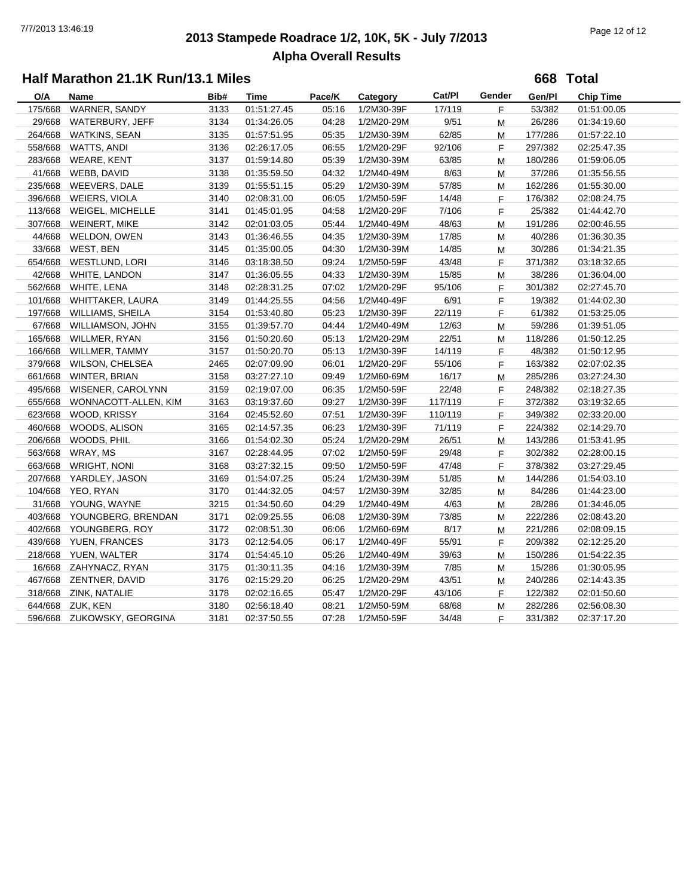# 2013 Stampede Roadrace 1/2, 10K, 5K - July 7/2013

## Alpha Overall Results

### Half Marathon 21.1K Run/13.1 Miles

**668 Total**

| O/A | Name | Bib# | Time | Pace/K | Category | Cat/Pl | Gender | Gen/Pl | Chip Time |
|---|---|---|---|---|---|---|---|---|---|
| 175/668 | WARNER, SANDY | 3133 | 01:51:27.45 | 05:16 | 1/2M30-39F | 17/119 | F | 53/382 | 01:51:00.05 |
| 29/668 | WATERBURY, JEFF | 3134 | 01:34:26.05 | 04:28 | 1/2M20-29M | 9/51 | M | 26/286 | 01:34:19.60 |
| 264/668 | WATKINS, SEAN | 3135 | 01:57:51.95 | 05:35 | 1/2M30-39M | 62/85 | M | 177/286 | 01:57:22.10 |
| 558/668 | WATTS, ANDI | 3136 | 02:26:17.05 | 06:55 | 1/2M20-29F | 92/106 | F | 297/382 | 02:25:47.35 |
| 283/668 | WEARE, KENT | 3137 | 01:59:14.80 | 05:39 | 1/2M30-39M | 63/85 | M | 180/286 | 01:59:06.05 |
| 41/668 | WEBB, DAVID | 3138 | 01:35:59.50 | 04:32 | 1/2M40-49M | 8/63 | M | 37/286 | 01:35:56.55 |
| 235/668 | WEEVERS, DALE | 3139 | 01:55:51.15 | 05:29 | 1/2M30-39M | 57/85 | M | 162/286 | 01:55:30.00 |
| 396/668 | WEIERS, VIOLA | 3140 | 02:08:31.00 | 06:05 | 1/2M50-59F | 14/48 | F | 176/382 | 02:08:24.75 |
| 113/668 | WEIGEL, MICHELLE | 3141 | 01:45:01.95 | 04:58 | 1/2M20-29F | 7/106 | F | 25/382 | 01:44:42.70 |
| 307/668 | WEINERT, MIKE | 3142 | 02:01:03.05 | 05:44 | 1/2M40-49M | 48/63 | M | 191/286 | 02:00:46.55 |
| 44/668 | WELDON, OWEN | 3143 | 01:36:46.55 | 04:35 | 1/2M30-39M | 17/85 | M | 40/286 | 01:36:30.35 |
| 33/668 | WEST, BEN | 3145 | 01:35:00.05 | 04:30 | 1/2M30-39M | 14/85 | M | 30/286 | 01:34:21.35 |
| 654/668 | WESTLUND, LORI | 3146 | 03:18:38.50 | 09:24 | 1/2M50-59F | 43/48 | F | 371/382 | 03:18:32.65 |
| 42/668 | WHITE, LANDON | 3147 | 01:36:05.55 | 04:33 | 1/2M30-39M | 15/85 | M | 38/286 | 01:36:04.00 |
| 562/668 | WHITE, LENA | 3148 | 02:28:31.25 | 07:02 | 1/2M20-29F | 95/106 | F | 301/382 | 02:27:45.70 |
| 101/668 | WHITTAKER, LAURA | 3149 | 01:44:25.55 | 04:56 | 1/2M40-49F | 6/91 | F | 19/382 | 01:44:02.30 |
| 197/668 | WILLIAMS, SHEILA | 3154 | 01:53:40.80 | 05:23 | 1/2M30-39F | 22/119 | F | 61/382 | 01:53:25.05 |
| 67/668 | WILLIAMSON, JOHN | 3155 | 01:39:57.70 | 04:44 | 1/2M40-49M | 12/63 | M | 59/286 | 01:39:51.05 |
| 165/668 | WILLMER, RYAN | 3156 | 01:50:20.60 | 05:13 | 1/2M20-29M | 22/51 | M | 118/286 | 01:50:12.25 |
| 166/668 | WILLMER, TAMMY | 3157 | 01:50:20.70 | 05:13 | 1/2M30-39F | 14/119 | F | 48/382 | 01:50:12.95 |
| 379/668 | WILSON, CHELSEA | 2465 | 02:07:09.90 | 06:01 | 1/2M20-29F | 55/106 | F | 163/382 | 02:07:02.35 |
| 661/668 | WINTER, BRIAN | 3158 | 03:27:27.10 | 09:49 | 1/2M60-69M | 16/17 | M | 285/286 | 03:27:24.30 |
| 495/668 | WISENER, CAROLYNN | 3159 | 02:19:07.00 | 06:35 | 1/2M50-59F | 22/48 | F | 248/382 | 02:18:27.35 |
| 655/668 | WONNACOTT-ALLEN, KIM | 3163 | 03:19:37.60 | 09:27 | 1/2M30-39F | 117/119 | F | 372/382 | 03:19:32.65 |
| 623/668 | WOOD, KRISSY | 3164 | 02:45:52.60 | 07:51 | 1/2M30-39F | 110/119 | F | 349/382 | 02:33:20.00 |
| 460/668 | WOODS, ALISON | 3165 | 02:14:57.35 | 06:23 | 1/2M30-39F | 71/119 | F | 224/382 | 02:14:29.70 |
| 206/668 | WOODS, PHIL | 3166 | 01:54:02.30 | 05:24 | 1/2M20-29M | 26/51 | M | 143/286 | 01:53:41.95 |
| 563/668 | WRAY, MS | 3167 | 02:28:44.95 | 07:02 | 1/2M50-59F | 29/48 | F | 302/382 | 02:28:00.15 |
| 663/668 | WRIGHT, NONI | 3168 | 03:27:32.15 | 09:50 | 1/2M50-59F | 47/48 | F | 378/382 | 03:27:29.45 |
| 207/668 | YARDLEY, JASON | 3169 | 01:54:07.25 | 05:24 | 1/2M30-39M | 51/85 | M | 144/286 | 01:54:03.10 |
| 104/668 | YEO, RYAN | 3170 | 01:44:32.05 | 04:57 | 1/2M30-39M | 32/85 | M | 84/286 | 01:44:23.00 |
| 31/668 | YOUNG, WAYNE | 3215 | 01:34:50.60 | 04:29 | 1/2M40-49M | 4/63 | M | 28/286 | 01:34:46.05 |
| 403/668 | YOUNGBERG, BRENDAN | 3171 | 02:09:25.55 | 06:08 | 1/2M30-39M | 73/85 | M | 222/286 | 02:08:43.20 |
| 402/668 | YOUNGBERG, ROY | 3172 | 02:08:51.30 | 06:06 | 1/2M60-69M | 8/17 | M | 221/286 | 02:08:09.15 |
| 439/668 | YUEN, FRANCES | 3173 | 02:12:54.05 | 06:17 | 1/2M40-49F | 55/91 | F | 209/382 | 02:12:25.20 |
| 218/668 | YUEN, WALTER | 3174 | 01:54:45.10 | 05:26 | 1/2M40-49M | 39/63 | M | 150/286 | 01:54:22.35 |
| 16/668 | ZAHYNACZ, RYAN | 3175 | 01:30:11.35 | 04:16 | 1/2M30-39M | 7/85 | M | 15/286 | 01:30:05.95 |
| 467/668 | ZENTNER, DAVID | 3176 | 02:15:29.20 | 06:25 | 1/2M20-29M | 43/51 | M | 240/286 | 02:14:43.35 |
| 318/668 | ZINK, NATALIE | 3178 | 02:02:16.65 | 05:47 | 1/2M20-29F | 43/106 | F | 122/382 | 02:01:50.60 |
| 644/668 | ZUK, KEN | 3180 | 02:56:18.40 | 08:21 | 1/2M50-59M | 68/68 | M | 282/286 | 02:56:08.30 |
| 596/668 | ZUKOWSKY, GEORGINA | 3181 | 02:37:50.55 | 07:28 | 1/2M50-59F | 34/48 | F | 331/382 | 02:37:17.20 |